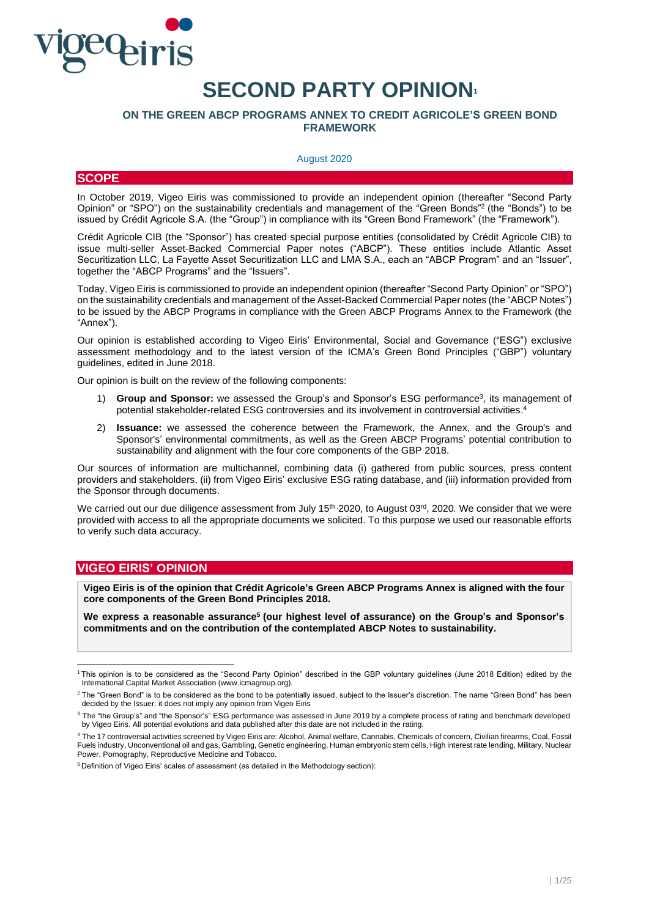# SECOND PARTY OPINION[1]

## ON THE GREEN ABCP PROGRAMS ANNEX TO CREDIT AGRICOLE'S GREEN BOND FRAMEWORK

August 2020

## SCOPE

In October 2019, Vigeo Eiris was commissioned to provide an independent opinion (thereafter "Second Party Opinion" or "SPO") on the sustainability credentials and management of the "Green Bonds"[2] (the "Bonds") to be issued by Crédit Agricole S.A. (the "Group") in compliance with its "Green Bond Framework" (the "Framework").

Crédit Agricole CIB (the "Sponsor") has created special purpose entities (consolidated by Crédit Agricole CIB) to issue multi-seller Asset-Backed Commercial Paper notes ("ABCP"). These entities include Atlantic Asset Securitization LLC, La Fayette Asset Securitization LLC and LMA S.A., each an "ABCP Program" and an "Issuer", together the "ABCP Programs" and the "Issuers".

Today, Vigeo Eiris is commissioned to provide an independent opinion (thereafter "Second Party Opinion" or "SPO") on the sustainability credentials and management of the Asset-Backed Commercial Paper notes (the "ABCP Notes") to be issued by the ABCP Programs in compliance with the Green ABCP Programs Annex to the Framework (the "Annex").

Our opinion is established according to Vigeo Eiris' Environmental, Social and Governance ("ESG") exclusive assessment methodology and to the latest version of the ICMA's Green Bond Principles ("GBP") voluntary guidelines, edited in June 2018.

Our opinion is built on the review of the following components:

1) **Group and Sponsor:** we assessed the Group's and Sponsor's ESG performance[3], its management of potential stakeholder-related ESG controversies and its involvement in controversial activities.[4]
2) **Issuance:** we assessed the coherence between the Framework, the Annex, and the Group's and Sponsor's' environmental commitments, as well as the Green ABCP Programs' potential contribution to sustainability and alignment with the four core components of the GBP 2018.

Our sources of information are multichannel, combining data (i) gathered from public sources, press content providers and stakeholders, (ii) from Vigeo Eiris' exclusive ESG rating database, and (iii) information provided from the Sponsor through documents.

We carried out our due diligence assessment from July 15th 2020, to August 03rd, 2020. We consider that we were provided with access to all the appropriate documents we solicited. To this purpose we used our reasonable efforts to verify such data accuracy.

## VIGEO EIRIS' OPINION

**Vigeo Eiris is of the opinion that Crédit Agricole's Green ABCP Programs Annex is aligned with the four core components of the Green Bond Principles 2018.**

**We express a reasonable assurance[5] (our highest level of assurance) on the Group's and Sponsor's commitments and on the contribution of the contemplated ABCP Notes to sustainability.**

---

[1] This opinion is to be considered as the "Second Party Opinion" described in the GBP voluntary guidelines (June 2018 Edition) edited by the International Capital Market Association (www.icmagroup.org).

[2] The "Green Bond" is to be considered as the bond to be potentially issued, subject to the Issuer's discretion. The name "Green Bond" has been decided by the Issuer: it does not imply any opinion from Vigeo Eiris

[3] The "the Group's" and "the Sponsor's" ESG performance was assessed in June 2019 by a complete process of rating and benchmark developed by Vigeo Eiris. All potential evolutions and data published after this date are not included in the rating.

[4] The 17 controversial activities screened by Vigeo Eiris are: Alcohol, Animal welfare, Cannabis, Chemicals of concern, Civilian firearms, Coal, Fossil Fuels industry, Unconventional oil and gas, Gambling, Genetic engineering, Human embryonic stem cells, High interest rate lending, Military, Nuclear Power, Pornography, Reproductive Medicine and Tobacco.

[5] Definition of Vigeo Eiris' scales of assessment (as detailed in the Methodology section):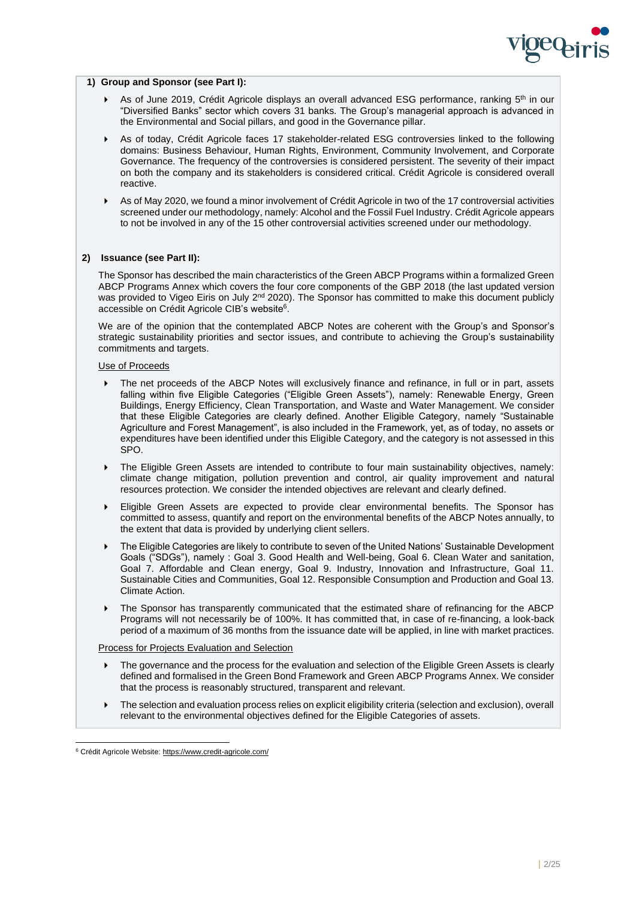**1) Group and Sponsor (see Part I):**

- As of June 2019, Crédit Agricole displays an overall advanced ESG performance, ranking 5th in our "Diversified Banks" sector which covers 31 banks. The Group's managerial approach is advanced in the Environmental and Social pillars, and good in the Governance pillar.
- As of today, Crédit Agricole faces 17 stakeholder-related ESG controversies linked to the following domains: Business Behaviour, Human Rights, Environment, Community Involvement, and Corporate Governance. The frequency of the controversies is considered persistent. The severity of their impact on both the company and its stakeholders is considered critical. Crédit Agricole is considered overall reactive.
- As of May 2020, we found a minor involvement of Crédit Agricole in two of the 17 controversial activities screened under our methodology, namely: Alcohol and the Fossil Fuel Industry. Crédit Agricole appears to not be involved in any of the 15 other controversial activities screened under our methodology.

**2) Issuance (see Part II):**

The Sponsor has described the main characteristics of the Green ABCP Programs within a formalized Green ABCP Programs Annex which covers the four core components of the GBP 2018 (the last updated version was provided to Vigeo Eiris on July 2nd 2020). The Sponsor has committed to make this document publicly accessible on Crédit Agricole CIB's website[6].

We are of the opinion that the contemplated ABCP Notes are coherent with the Group's and Sponsor's strategic sustainability priorities and sector issues, and contribute to achieving the Group's sustainability commitments and targets.

Use of Proceeds

- The net proceeds of the ABCP Notes will exclusively finance and refinance, in full or in part, assets falling within five Eligible Categories ("Eligible Green Assets"), namely: Renewable Energy, Green Buildings, Energy Efficiency, Clean Transportation, and Waste and Water Management. We consider that these Eligible Categories are clearly defined. Another Eligible Category, namely "Sustainable Agriculture and Forest Management", is also included in the Framework, yet, as of today, no assets or expenditures have been identified under this Eligible Category, and the category is not assessed in this SPO.
- The Eligible Green Assets are intended to contribute to four main sustainability objectives, namely: climate change mitigation, pollution prevention and control, air quality improvement and natural resources protection. We consider the intended objectives are relevant and clearly defined.
- Eligible Green Assets are expected to provide clear environmental benefits. The Sponsor has committed to assess, quantify and report on the environmental benefits of the ABCP Notes annually, to the extent that data is provided by underlying client sellers.
- The Eligible Categories are likely to contribute to seven of the United Nations' Sustainable Development Goals ("SDGs"), namely : Goal 3. Good Health and Well-being, Goal 6. Clean Water and sanitation, Goal 7. Affordable and Clean energy, Goal 9. Industry, Innovation and Infrastructure, Goal 11. Sustainable Cities and Communities, Goal 12. Responsible Consumption and Production and Goal 13. Climate Action.
- The Sponsor has transparently communicated that the estimated share of refinancing for the ABCP Programs will not necessarily be of 100%. It has committed that, in case of re-financing, a look-back period of a maximum of 36 months from the issuance date will be applied, in line with market practices.

Process for Projects Evaluation and Selection

- The governance and the process for the evaluation and selection of the Eligible Green Assets is clearly defined and formalised in the Green Bond Framework and Green ABCP Programs Annex. We consider that the process is reasonably structured, transparent and relevant.
- The selection and evaluation process relies on explicit eligibility criteria (selection and exclusion), overall relevant to the environmental objectives defined for the Eligible Categories of assets.

[6] Crédit Agricole Website: https://www.credit-agricole.com/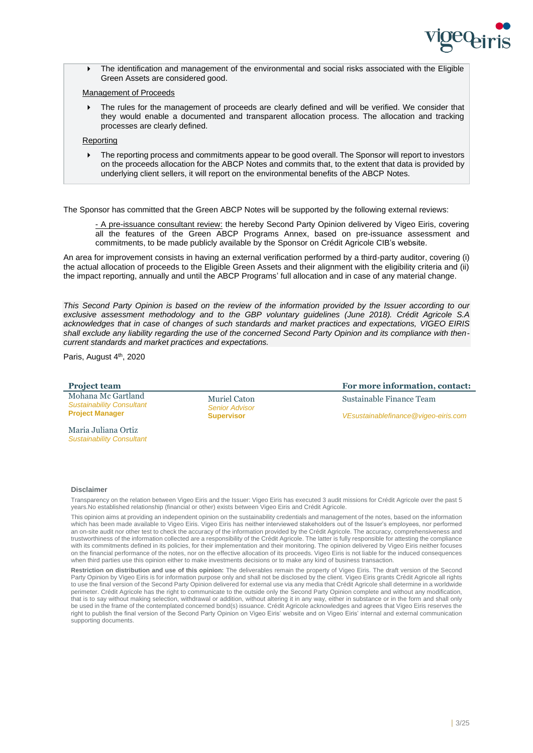- The identification and management of the environmental and social risks associated with the Eligible Green Assets are considered good.

Management of Proceeds

- The rules for the management of proceeds are clearly defined and will be verified. We consider that they would enable a documented and transparent allocation process. The allocation and tracking processes are clearly defined.

Reporting

- The reporting process and commitments appear to be good overall. The Sponsor will report to investors on the proceeds allocation for the ABCP Notes and commits that, to the extent that data is provided by underlying client sellers, it will report on the environmental benefits of the ABCP Notes.

The Sponsor has committed that the Green ABCP Notes will be supported by the following external reviews:

- A pre-issuance consultant review: the hereby Second Party Opinion delivered by Vigeo Eiris, covering all the features of the Green ABCP Programs Annex, based on pre-issuance assessment and commitments, to be made publicly available by the Sponsor on Crédit Agricole CIB's website.

An area for improvement consists in having an external verification performed by a third-party auditor, covering (i) the actual allocation of proceeds to the Eligible Green Assets and their alignment with the eligibility criteria and (ii) the impact reporting, annually and until the ABCP Programs' full allocation and in case of any material change.

*This Second Party Opinion is based on the review of the information provided by the Issuer according to our exclusive assessment methodology and to the GBP voluntary guidelines (June 2018). Crédit Agricole S.A acknowledges that in case of changes of such standards and market practices and expectations, VIGEO EIRIS shall exclude any liability regarding the use of the concerned Second Party Opinion and its compliance with then-current standards and market practices and expectations.*

Paris, August 4th, 2020

**Project team**

Mohana Mc Gartland
*Sustainability Consultant*
**Project Manager**

Maria Juliana Ortiz
*Sustainability Consultant*

Muriel Caton
*Senior Advisor*
**Supervisor**

**For more information, contact:**

Sustainable Finance Team

*VEsustainablefinance@vigeo-eiris.com*

**Disclaimer**

Transparency on the relation between Vigeo Eiris and the Issuer: Vigeo Eiris has executed 3 audit missions for Crédit Agricole over the past 5 years.No established relationship (financial or other) exists between Vigeo Eiris and Crédit Agricole.

This opinion aims at providing an independent opinion on the sustainability credentials and management of the notes, based on the information which has been made available to Vigeo Eiris. Vigeo Eiris has neither interviewed stakeholders out of the Issuer's employees, nor performed an on-site audit nor other test to check the accuracy of the information provided by the Crédit Agricole. The accuracy, comprehensiveness and trustworthiness of the information collected are a responsibility of the Crédit Agricole. The latter is fully responsible for attesting the compliance with its commitments defined in its policies, for their implementation and their monitoring. The opinion delivered by Vigeo Eiris neither focuses on the financial performance of the notes, nor on the effective allocation of its proceeds. Vigeo Eiris is not liable for the induced consequences when third parties use this opinion either to make investments decisions or to make any kind of business transaction.

**Restriction on distribution and use of this opinion:** The deliverables remain the property of Vigeo Eiris. The draft version of the Second Party Opinion by Vigeo Eiris is for information purpose only and shall not be disclosed by the client. Vigeo Eiris grants Crédit Agricole all rights to use the final version of the Second Party Opinion delivered for external use via any media that Crédit Agricole shall determine in a worldwide perimeter. Crédit Agricole has the right to communicate to the outside only the Second Party Opinion complete and without any modification, that is to say without making selection, withdrawal or addition, without altering it in any way, either in substance or in the form and shall only be used in the frame of the contemplated concerned bond(s) issuance. Crédit Agricole acknowledges and agrees that Vigeo Eiris reserves the right to publish the final version of the Second Party Opinion on Vigeo Eiris' website and on Vigeo Eiris' internal and external communication supporting documents.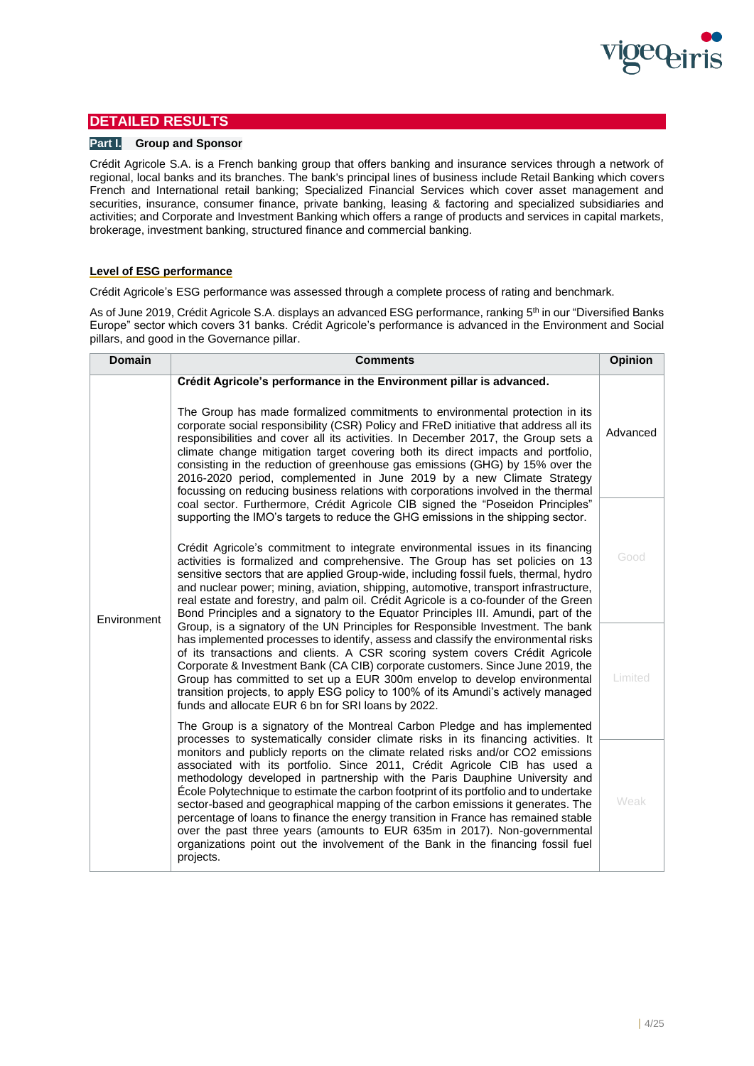## DETAILED RESULTS

### Part I. Group and Sponsor

Crédit Agricole S.A. is a French banking group that offers banking and insurance services through a network of regional, local banks and its branches. The bank's principal lines of business include Retail Banking which covers French and International retail banking; Specialized Financial Services which cover asset management and securities, insurance, consumer finance, private banking, leasing & factoring and specialized subsidiaries and activities; and Corporate and Investment Banking which offers a range of products and services in capital markets, brokerage, investment banking, structured finance and commercial banking.

#### Level of ESG performance

Crédit Agricole's ESG performance was assessed through a complete process of rating and benchmark.

As of June 2019, Crédit Agricole S.A. displays an advanced ESG performance, ranking 5th in our "Diversified Banks Europe" sector which covers 31 banks. Crédit Agricole's performance is advanced in the Environment and Social pillars, and good in the Governance pillar.

| Domain | Comments | Opinion |
|---|---|---|
| Environment | **Crédit Agricole's performance in the Environment pillar is advanced.**<br><br>The Group has made formalized commitments to environmental protection in its corporate social responsibility (CSR) Policy and FReD initiative that address all its responsibilities and cover all its activities. In December 2017, the Group sets a climate change mitigation target covering both its direct impacts and portfolio, consisting in the reduction of greenhouse gas emissions (GHG) by 15% over the 2016-2020 period, complemented in June 2019 by a new Climate Strategy focussing on reducing business relations with corporations involved in the thermal coal sector. Furthermore, Crédit Agricole CIB signed the "Poseidon Principles" supporting the IMO's targets to reduce the GHG emissions in the shipping sector.<br><br>Crédit Agricole's commitment to integrate environmental issues in its financing activities is formalized and comprehensive. The Group has set policies on 13 sensitive sectors that are applied Group-wide, including fossil fuels, thermal, hydro and nuclear power; mining, aviation, shipping, automotive, transport infrastructure, real estate and forestry, and palm oil. Crédit Agricole is a co-founder of the Green Bond Principles and a signatory to the Equator Principles III. Amundi, part of the Group, is a signatory of the UN Principles for Responsible Investment. The bank has implemented processes to identify, assess and classify the environmental risks of its transactions and clients. A CSR scoring system covers Crédit Agricole Corporate & Investment Bank (CA CIB) corporate customers. Since June 2019, the Group has committed to set up a EUR 300m envelop to develop environmental transition projects, to apply ESG policy to 100% of its Amundi's actively managed funds and allocate EUR 6 bn for SRI loans by 2022.<br><br>The Group is a signatory of the Montreal Carbon Pledge and has implemented processes to systematically consider climate risks in its financing activities. It monitors and publicly reports on the climate related risks and/or CO2 emissions associated with its portfolio. Since 2011, Crédit Agricole CIB has used a methodology developed in partnership with the Paris Dauphine University and École Polytechnique to estimate the carbon footprint of its portfolio and to undertake sector-based and geographical mapping of the carbon emissions it generates. The percentage of loans to finance the energy transition in France has remained stable over the past three years (amounts to EUR 635m in 2017). Non-governmental organizations point out the involvement of the Bank in the financing fossil fuel projects. | Advanced<br><br>~~Good~~<br><br>~~Limited~~<br><br>~~Weak~~ |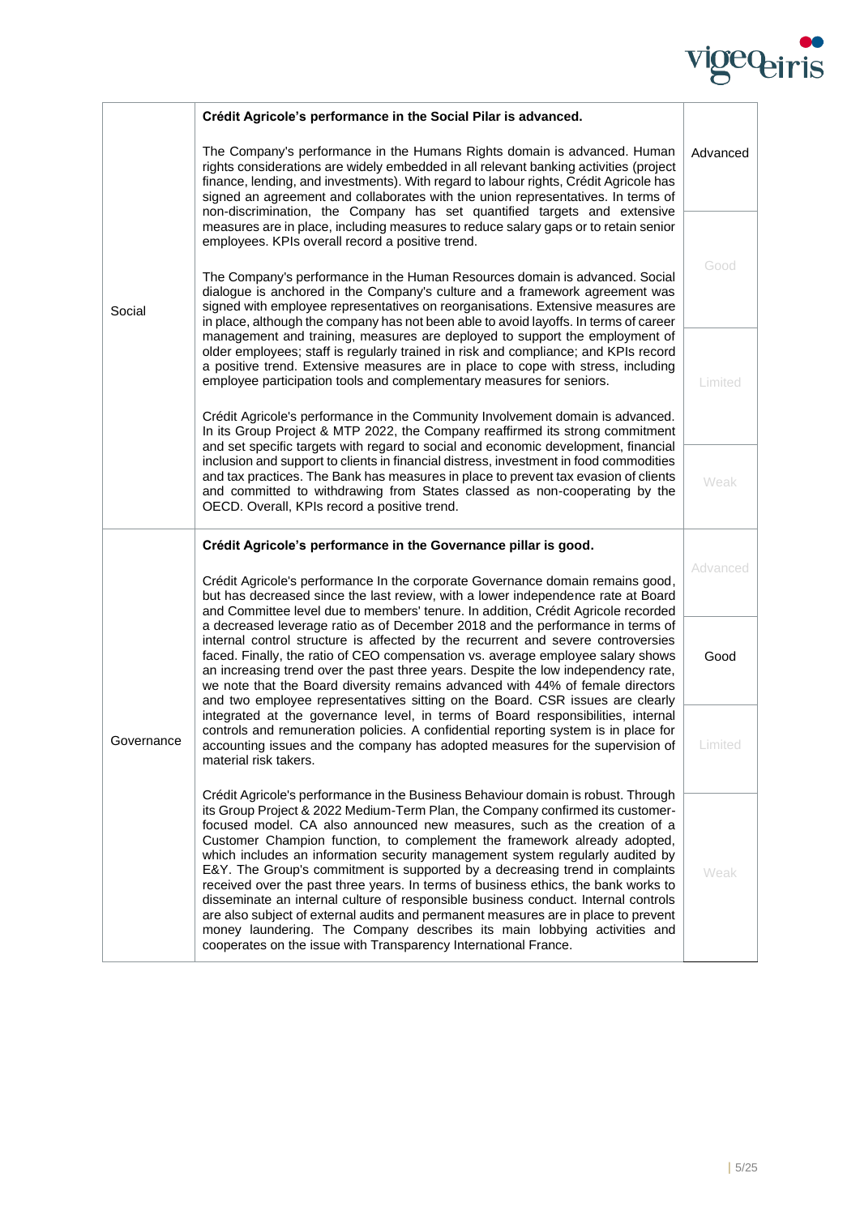| | | |
|---|---|---|
| Social | **Crédit Agricole's performance in the Social Pilar is advanced.**<br><br>The Company's performance in the Humans Rights domain is advanced. Human rights considerations are widely embedded in all relevant banking activities (project finance, lending, and investments). With regard to labour rights, Crédit Agricole has signed an agreement and collaborates with the union representatives. In terms of non-discrimination, the Company has set quantified targets and extensive measures are in place, including measures to reduce salary gaps or to retain senior employees. KPIs overall record a positive trend.<br><br>The Company's performance in the Human Resources domain is advanced. Social dialogue is anchored in the Company's culture and a framework agreement was signed with employee representatives on reorganisations. Extensive measures are in place, although the company has not been able to avoid layoffs. In terms of career management and training, measures are deployed to support the employment of older employees; staff is regularly trained in risk and compliance; and KPIs record a positive trend. Extensive measures are in place to cope with stress, including employee participation tools and complementary measures for seniors.<br><br>Crédit Agricole's performance in the Community Involvement domain is advanced. In its Group Project & MTP 2022, the Company reaffirmed its strong commitment and set specific targets with regard to social and economic development, financial inclusion and support to clients in financial distress, investment in food commodities and tax practices. The Bank has measures in place to prevent tax evasion of clients and committed to withdrawing from States classed as non-cooperating by the OECD. Overall, KPIs record a positive trend. | **Advanced**<br>Good<br>Limited<br>Weak |
| Governance | **Crédit Agricole's performance in the Governance pillar is good.**<br><br>Crédit Agricole's performance In the corporate Governance domain remains good, but has decreased since the last review, with a lower independence rate at Board and Committee level due to members' tenure. In addition, Crédit Agricole recorded a decreased leverage ratio as of December 2018 and the performance in terms of internal control structure is affected by the recurrent and severe controversies faced. Finally, the ratio of CEO compensation vs. average employee salary shows an increasing trend over the past three years. Despite the low independency rate, we note that the Board diversity remains advanced with 44% of female directors and two employee representatives sitting on the Board. CSR issues are clearly integrated at the governance level, in terms of Board responsibilities, internal controls and remuneration policies. A confidential reporting system is in place for accounting issues and the company has adopted measures for the supervision of material risk takers.<br><br>Crédit Agricole's performance in the Business Behaviour domain is robust. Through its Group Project & 2022 Medium-Term Plan, the Company confirmed its customer-focused model. CA also announced new measures, such as the creation of a Customer Champion function, to complement the framework already adopted, which includes an information security management system regularly audited by E&Y. The Group's commitment is supported by a decreasing trend in complaints received over the past three years. In terms of business ethics, the bank works to disseminate an internal culture of responsible business conduct. Internal controls are also subject of external audits and permanent measures are in place to prevent money laundering. The Company describes its main lobbying activities and cooperates on the issue with Transparency International France. | Advanced<br>**Good**<br>Limited<br>Weak |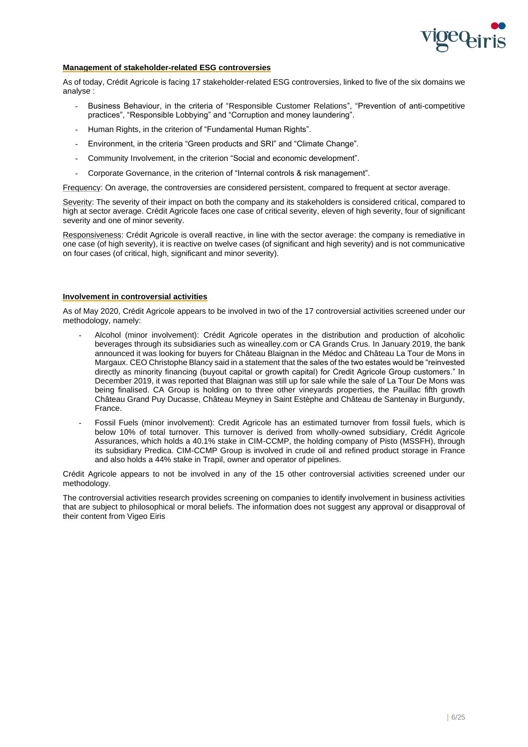**Management of stakeholder-related ESG controversies**

As of today, Crédit Agricole is facing 17 stakeholder-related ESG controversies, linked to five of the six domains we analyse :

- Business Behaviour, in the criteria of "Responsible Customer Relations", "Prevention of anti-competitive practices", "Responsible Lobbying" and "Corruption and money laundering".
- Human Rights, in the criterion of "Fundamental Human Rights".
- Environment, in the criteria "Green products and SRI" and "Climate Change".
- Community Involvement, in the criterion "Social and economic development".
- Corporate Governance, in the criterion of "Internal controls & risk management".

Frequency: On average, the controversies are considered persistent, compared to frequent at sector average.

Severity: The severity of their impact on both the company and its stakeholders is considered critical, compared to high at sector average. Crédit Agricole faces one case of critical severity, eleven of high severity, four of significant severity and one of minor severity.

Responsiveness: Crédit Agricole is overall reactive, in line with the sector average: the company is remediative in one case (of high severity), it is reactive on twelve cases (of significant and high severity) and is not communicative on four cases (of critical, high, significant and minor severity).

**Involvement in controversial activities**

As of May 2020, Crédit Agricole appears to be involved in two of the 17 controversial activities screened under our methodology, namely:

- Alcohol (minor involvement): Crédit Agricole operates in the distribution and production of alcoholic beverages through its subsidiaries such as winealley.com or CA Grands Crus. In January 2019, the bank announced it was looking for buyers for Château Blaignan in the Médoc and Château La Tour de Mons in Margaux. CEO Christophe Blancy said in a statement that the sales of the two estates would be "reinvested directly as minority financing (buyout capital or growth capital) for Credit Agricole Group customers." In December 2019, it was reported that Blaignan was still up for sale while the sale of La Tour De Mons was being finalised. CA Group is holding on to three other vineyards properties, the Pauillac fifth growth Château Grand Puy Ducasse, Château Meyney in Saint Estèphe and Château de Santenay in Burgundy, France.
- Fossil Fuels (minor involvement): Credit Agricole has an estimated turnover from fossil fuels, which is below 10% of total turnover. This turnover is derived from wholly-owned subsidiary, Crédit Agricole Assurances, which holds a 40.1% stake in CIM-CCMP, the holding company of Pisto (MSSFH), through its subsidiary Predica. CIM-CCMP Group is involved in crude oil and refined product storage in France and also holds a 44% stake in Trapil, owner and operator of pipelines.

Crédit Agricole appears to not be involved in any of the 15 other controversial activities screened under our methodology.

The controversial activities research provides screening on companies to identify involvement in business activities that are subject to philosophical or moral beliefs. The information does not suggest any approval or disapproval of their content from Vigeo Eiris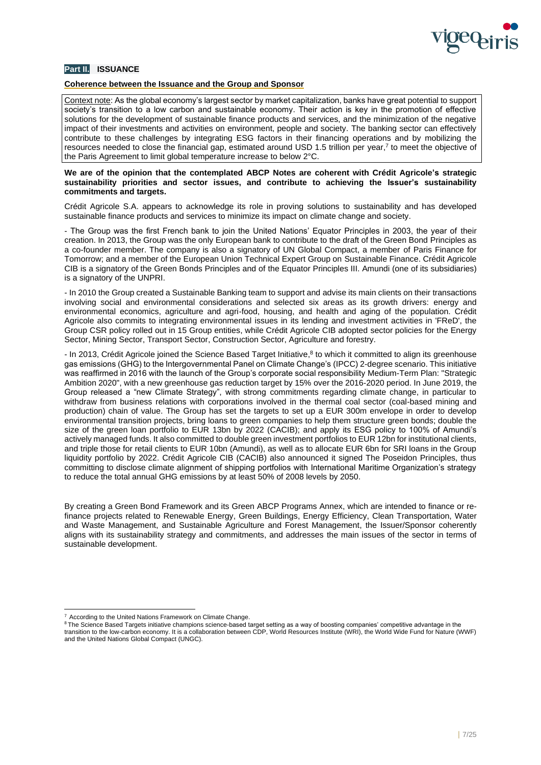## Part II. ISSUANCE

### Coherence between the Issuance and the Group and Sponsor

Context note: As the global economy's largest sector by market capitalization, banks have great potential to support society's transition to a low carbon and sustainable economy. Their action is key in the promotion of effective solutions for the development of sustainable finance products and services, and the minimization of the negative impact of their investments and activities on environment, people and society. The banking sector can effectively contribute to these challenges by integrating ESG factors in their financing operations and by mobilizing the resources needed to close the financial gap, estimated around USD 1.5 trillion per year,[7] to meet the objective of the Paris Agreement to limit global temperature increase to below 2°C.

**We are of the opinion that the contemplated ABCP Notes are coherent with Crédit Agricole's strategic sustainability priorities and sector issues, and contribute to achieving the Issuer's sustainability commitments and targets.**

Crédit Agricole S.A. appears to acknowledge its role in proving solutions to sustainability and has developed sustainable finance products and services to minimize its impact on climate change and society.

- The Group was the first French bank to join the United Nations' Equator Principles in 2003, the year of their creation. In 2013, the Group was the only European bank to contribute to the draft of the Green Bond Principles as a co-founder member. The company is also a signatory of UN Global Compact, a member of Paris Finance for Tomorrow; and a member of the European Union Technical Expert Group on Sustainable Finance. Crédit Agricole CIB is a signatory of the Green Bonds Principles and of the Equator Principles III. Amundi (one of its subsidiaries) is a signatory of the UNPRI.

- In 2010 the Group created a Sustainable Banking team to support and advise its main clients on their transactions involving social and environmental considerations and selected six areas as its growth drivers: energy and environmental economics, agriculture and agri-food, housing, and health and aging of the population. Crédit Agricole also commits to integrating environmental issues in its lending and investment activities in 'FReD', the Group CSR policy rolled out in 15 Group entities, while Crédit Agricole CIB adopted sector policies for the Energy Sector, Mining Sector, Transport Sector, Construction Sector, Agriculture and forestry.

- In 2013, Crédit Agricole joined the Science Based Target Initiative,[8] to which it committed to align its greenhouse gas emissions (GHG) to the Intergovernmental Panel on Climate Change's (IPCC) 2-degree scenario. This initiative was reaffirmed in 2016 with the launch of the Group's corporate social responsibility Medium-Term Plan: "Strategic Ambition 2020", with a new greenhouse gas reduction target by 15% over the 2016-2020 period. In June 2019, the Group released a "new Climate Strategy", with strong commitments regarding climate change, in particular to withdraw from business relations with corporations involved in the thermal coal sector (coal-based mining and production) chain of value. The Group has set the targets to set up a EUR 300m envelope in order to develop environmental transition projects, bring loans to green companies to help them structure green bonds; double the size of the green loan portfolio to EUR 13bn by 2022 (CACIB); and apply its ESG policy to 100% of Amundi's actively managed funds. It also committed to double green investment portfolios to EUR 12bn for institutional clients, and triple those for retail clients to EUR 10bn (Amundi), as well as to allocate EUR 6bn for SRI loans in the Group liquidity portfolio by 2022. Crédit Agricole CIB (CACIB) also announced it signed The Poseidon Principles, thus committing to disclose climate alignment of shipping portfolios with International Maritime Organization's strategy to reduce the total annual GHG emissions by at least 50% of 2008 levels by 2050.

By creating a Green Bond Framework and its Green ABCP Programs Annex, which are intended to finance or re-finance projects related to Renewable Energy, Green Buildings, Energy Efficiency, Clean Transportation, Water and Waste Management, and Sustainable Agriculture and Forest Management, the Issuer/Sponsor coherently aligns with its sustainability strategy and commitments, and addresses the main issues of the sector in terms of sustainable development.

---

[7] According to the United Nations Framework on Climate Change.

[8] The Science Based Targets initiative champions science-based target setting as a way of boosting companies' competitive advantage in the transition to the low-carbon economy. It is a collaboration between CDP, World Resources Institute (WRI), the World Wide Fund for Nature (WWF) and the United Nations Global Compact (UNGC).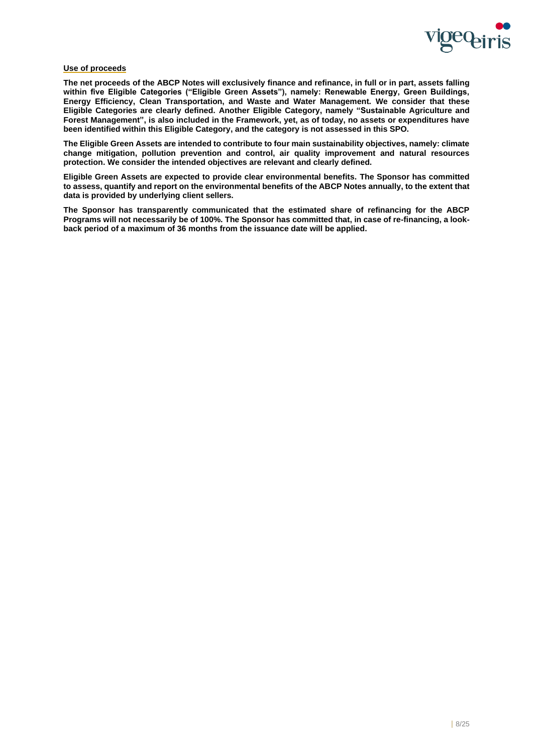<u>**Use of proceeds**</u>

**The net proceeds of the ABCP Notes will exclusively finance and refinance, in full or in part, assets falling within five Eligible Categories ("Eligible Green Assets"), namely: Renewable Energy, Green Buildings, Energy Efficiency, Clean Transportation, and Waste and Water Management. We consider that these Eligible Categories are clearly defined. Another Eligible Category, namely "Sustainable Agriculture and Forest Management", is also included in the Framework, yet, as of today, no assets or expenditures have been identified within this Eligible Category, and the category is not assessed in this SPO.**

**The Eligible Green Assets are intended to contribute to four main sustainability objectives, namely: climate change mitigation, pollution prevention and control, air quality improvement and natural resources protection. We consider the intended objectives are relevant and clearly defined.**

**Eligible Green Assets are expected to provide clear environmental benefits. The Sponsor has committed to assess, quantify and report on the environmental benefits of the ABCP Notes annually, to the extent that data is provided by underlying client sellers.**

**The Sponsor has transparently communicated that the estimated share of refinancing for the ABCP Programs will not necessarily be of 100%. The Sponsor has committed that, in case of re-financing, a look-back period of a maximum of 36 months from the issuance date will be applied.**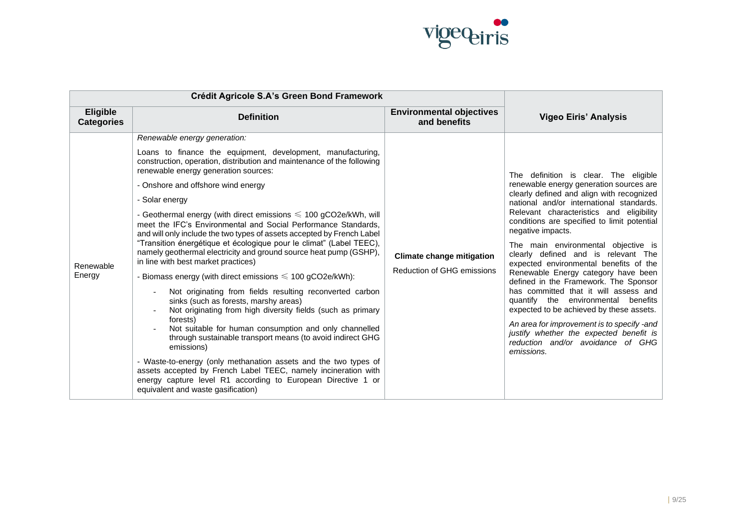| Crédit Agricole S.A's Green Bond Framework | | | |
|---|---|---|---|
| **Eligible Categories** | **Definition** | **Environmental objectives and benefits** | **Vigeo Eiris' Analysis** |
| Renewable Energy | *Renewable energy generation:*<br><br>Loans to finance the equipment, development, manufacturing, construction, operation, distribution and maintenance of the following renewable energy generation sources:<br><br>- Onshore and offshore wind energy<br><br>- Solar energy<br><br>- Geothermal energy (with direct emissions ⩽ 100 gCO2e/kWh, will meet the IFC's Environmental and Social Performance Standards, and will only include the two types of assets accepted by French Label "Transition énergétique et écologique pour le climat" (Label TEEC), namely geothermal electricity and ground source heat pump (GSHP), in line with best market practices)<br><br>- Biomass energy (with direct emissions ⩽ 100 gCO2e/kWh):<br>- Not originating from fields resulting reconverted carbon sinks (such as forests, marshy areas)<br>- Not originating from high diversity fields (such as primary forests)<br>- Not suitable for human consumption and only channelled through sustainable transport means (to avoid indirect GHG emissions)<br><br>- Waste-to-energy (only methanation assets and the two types of assets accepted by French Label TEEC, namely incineration with energy capture level R1 according to European Directive 1 or equivalent and waste gasification) | **Climate change mitigation**<br><br>Reduction of GHG emissions | The definition is clear. The eligible renewable energy generation sources are clearly defined and align with recognized national and/or international standards. Relevant characteristics and eligibility conditions are specified to limit potential negative impacts.<br><br>The main environmental objective is clearly defined and is relevant The expected environmental benefits of the Renewable Energy category have been defined in the Framework. The Sponsor has committed that it will assess and quantify the environmental benefits expected to be achieved by these assets.<br><br>*An area for improvement is to specify -and justify whether the expected benefit is reduction and/or avoidance of GHG emissions.* |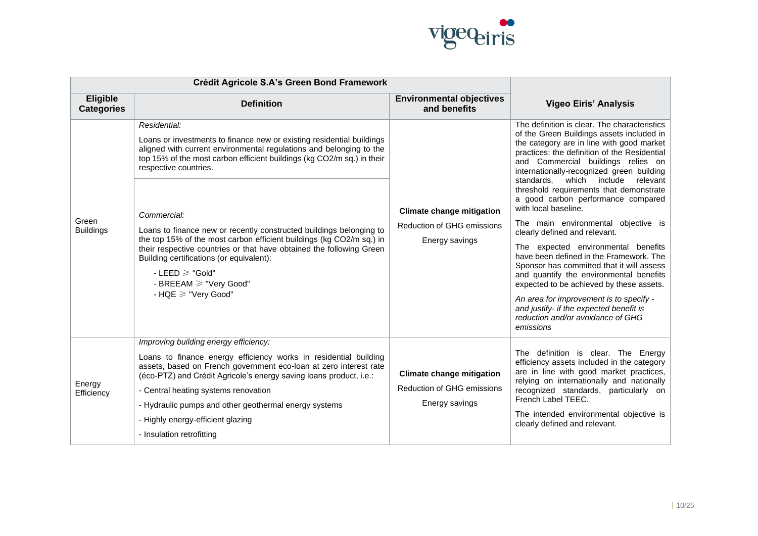| Crédit Agricole S.A's Green Bond Framework | | | |
|---|---|---|---|
| **Eligible Categories** | **Definition** | **Environmental objectives and benefits** | **Vigeo Eiris' Analysis** |
| Green Buildings | *Residential:*<br>Loans or investments to finance new or existing residential buildings aligned with current environmental regulations and belonging to the top 15% of the most carbon efficient buildings (kg CO2/m sq.) in their respective countries.<br><br>*Commercial:*<br>Loans to finance new or recently constructed buildings belonging to the top 15% of the most carbon efficient buildings (kg CO2/m sq.) in their respective countries or that have obtained the following Green Building certifications (or equivalent):<br>- LEED ⩾ "Gold"<br>- BREEAM ⩾ "Very Good"<br>- HQE ⩾ "Very Good" | **Climate change mitigation**<br>Reduction of GHG emissions<br>Energy savings | The definition is clear. The characteristics of the Green Buildings assets included in the category are in line with good market practices: the definition of the Residential and Commercial buildings relies on internationally-recognized green building standards, which include relevant threshold requirements that demonstrate a good carbon performance compared with local baseline.<br>The main environmental objective is clearly defined and relevant.<br>The expected environmental benefits have been defined in the Framework. The Sponsor has committed that it will assess and quantify the environmental benefits expected to be achieved by these assets.<br>*An area for improvement is to specify - and justify- if the expected benefit is reduction and/or avoidance of GHG emissions* |
| Energy Efficiency | *Improving building energy efficiency:*<br>Loans to finance energy efficiency works in residential building assets, based on French government eco-loan at zero interest rate (éco-PTZ) and Crédit Agricole's energy saving loans product, i.e.:<br>- Central heating systems renovation<br>- Hydraulic pumps and other geothermal energy systems<br>- Highly energy-efficient glazing<br>- Insulation retrofitting | **Climate change mitigation**<br>Reduction of GHG emissions<br>Energy savings | The definition is clear. The Energy efficiency assets included in the category are in line with good market practices, relying on internationally and nationally recognized standards, particularly on French Label TEEC.<br>The intended environmental objective is clearly defined and relevant. |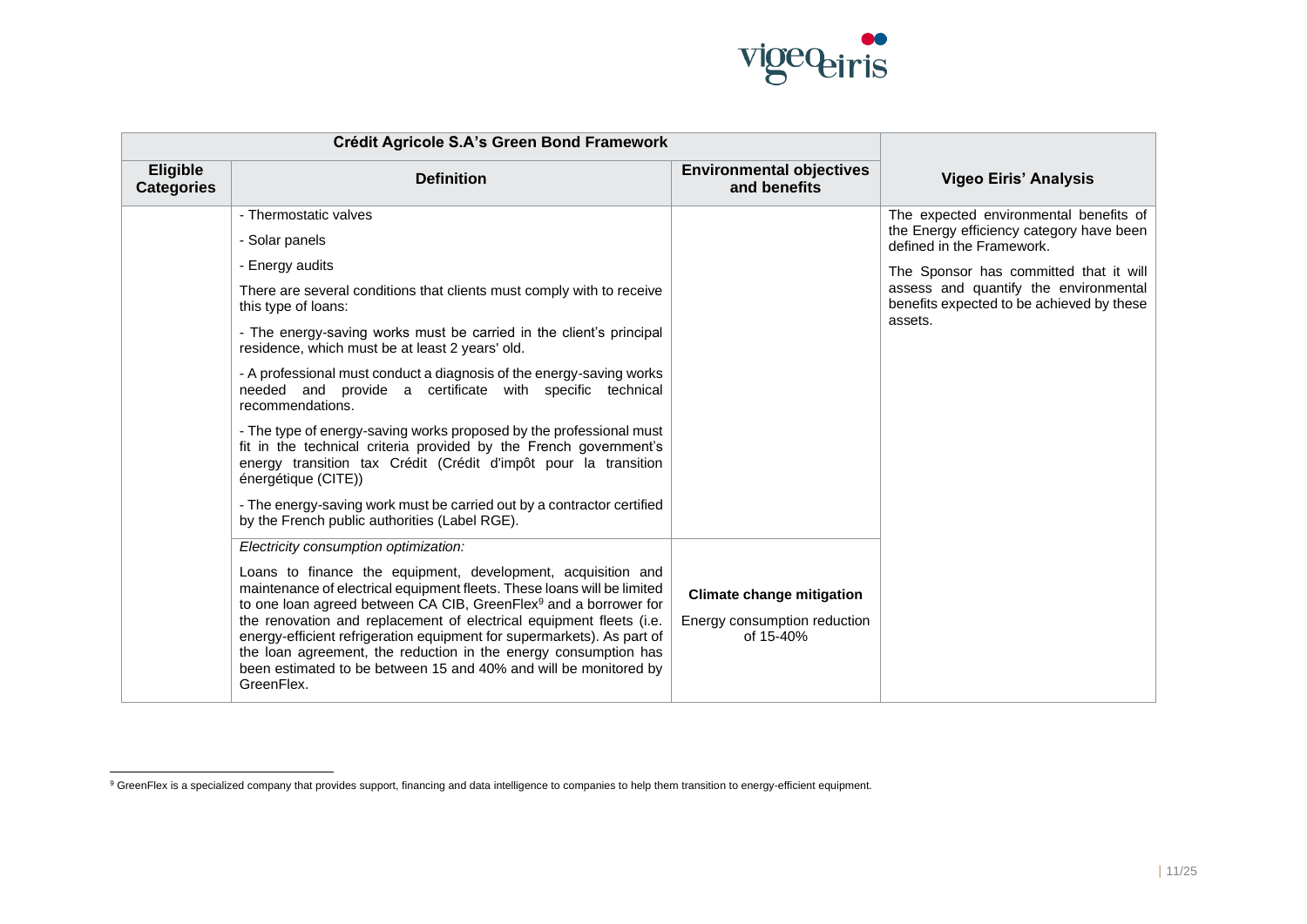| Crédit Agricole S.A's Green Bond Framework | | | |
|---|---|---|---|
| **Eligible Categories** | **Definition** | **Environmental objectives and benefits** | **Vigeo Eiris' Analysis** |
| | - Thermostatic valves<br>- Solar panels<br>- Energy audits<br>There are several conditions that clients must comply with to receive this type of loans:<br>- The energy-saving works must be carried in the client's principal residence, which must be at least 2 years' old.<br>- A professional must conduct a diagnosis of the energy-saving works needed and provide a certificate with specific technical recommendations.<br>- The type of energy-saving works proposed by the professional must fit in the technical criteria provided by the French government's energy transition tax Crédit (Crédit d'impôt pour la transition énergétique (CITE))<br>- The energy-saving work must be carried out by a contractor certified by the French public authorities (Label RGE). | | The expected environmental benefits of the Energy efficiency category have been defined in the Framework.<br>The Sponsor has committed that it will assess and quantify the environmental benefits expected to be achieved by these assets. |
| | *Electricity consumption optimization:*<br>Loans to finance the equipment, development, acquisition and maintenance of electrical equipment fleets. These loans will be limited to one loan agreed between CA CIB, GreenFlex[9] and a borrower for the renovation and replacement of electrical equipment fleets (i.e. energy-efficient refrigeration equipment for supermarkets). As part of the loan agreement, the reduction in the energy consumption has been estimated to be between 15 and 40% and will be monitored by GreenFlex. | **Climate change mitigation**<br>Energy consumption reduction of 15-40% | |

[9] GreenFlex is a specialized company that provides support, financing and data intelligence to companies to help them transition to energy-efficient equipment.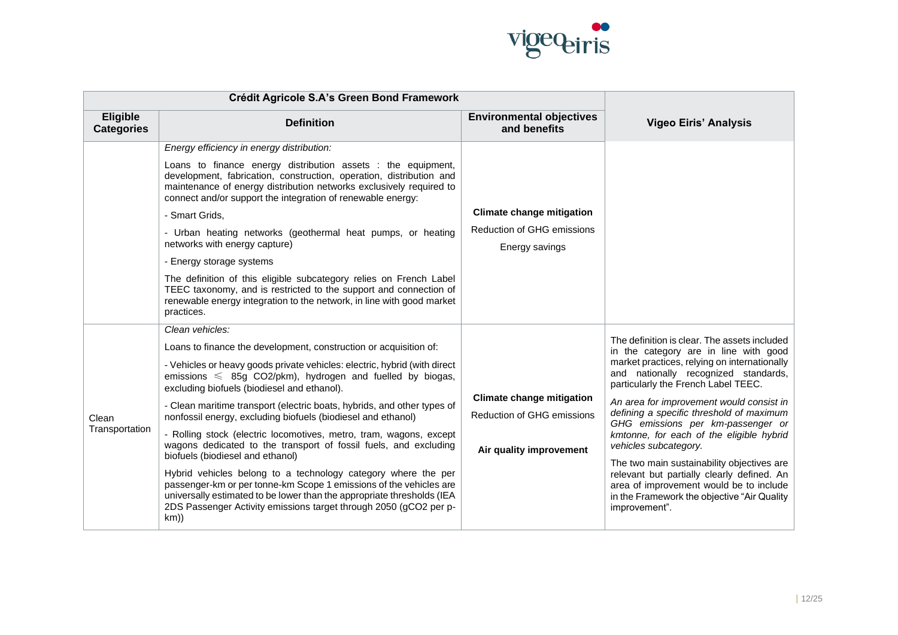| Crédit Agricole S.A's Green Bond Framework | | | |
| --- | --- | --- | --- |
| **Eligible Categories** | **Definition** | **Environmental objectives and benefits** | **Vigeo Eiris' Analysis** |
| | *Energy efficiency in energy distribution:*<br><br>Loans to finance energy distribution assets : the equipment, development, fabrication, construction, operation, distribution and maintenance of energy distribution networks exclusively required to connect and/or support the integration of renewable energy:<br><br>- Smart Grids,<br><br>- Urban heating networks (geothermal heat pumps, or heating networks with energy capture)<br><br>- Energy storage systems<br><br>The definition of this eligible subcategory relies on French Label TEEC taxonomy, and is restricted to the support and connection of renewable energy integration to the network, in line with good market practices. | **Climate change mitigation**<br><br>Reduction of GHG emissions<br><br>Energy savings | |
| Clean Transportation | *Clean vehicles:*<br><br>Loans to finance the development, construction or acquisition of:<br><br>- Vehicles or heavy goods private vehicles: electric, hybrid (with direct emissions ⩽ 85g CO2/pkm), hydrogen and fuelled by biogas, excluding biofuels (biodiesel and ethanol).<br><br>- Clean maritime transport (electric boats, hybrids, and other types of nonfossil energy, excluding biofuels (biodiesel and ethanol)<br><br>- Rolling stock (electric locomotives, metro, tram, wagons, except wagons dedicated to the transport of fossil fuels, and excluding biofuels (biodiesel and ethanol)<br><br>Hybrid vehicles belong to a technology category where the per passenger-km or per tonne-km Scope 1 emissions of the vehicles are universally estimated to be lower than the appropriate thresholds (IEA 2DS Passenger Activity emissions target through 2050 (gCO2 per p-km)) | **Climate change mitigation**<br><br>Reduction of GHG emissions<br><br>**Air quality improvement** | The definition is clear. The assets included in the category are in line with good market practices, relying on internationally and nationally recognized standards, particularly the French Label TEEC.<br><br>*An area for improvement would consist in defining a specific threshold of maximum GHG emissions per km-passenger or kmtonne, for each of the eligible hybrid vehicles subcategory.*<br><br>The two main sustainability objectives are relevant but partially clearly defined. An area of improvement would be to include in the Framework the objective "Air Quality improvement". |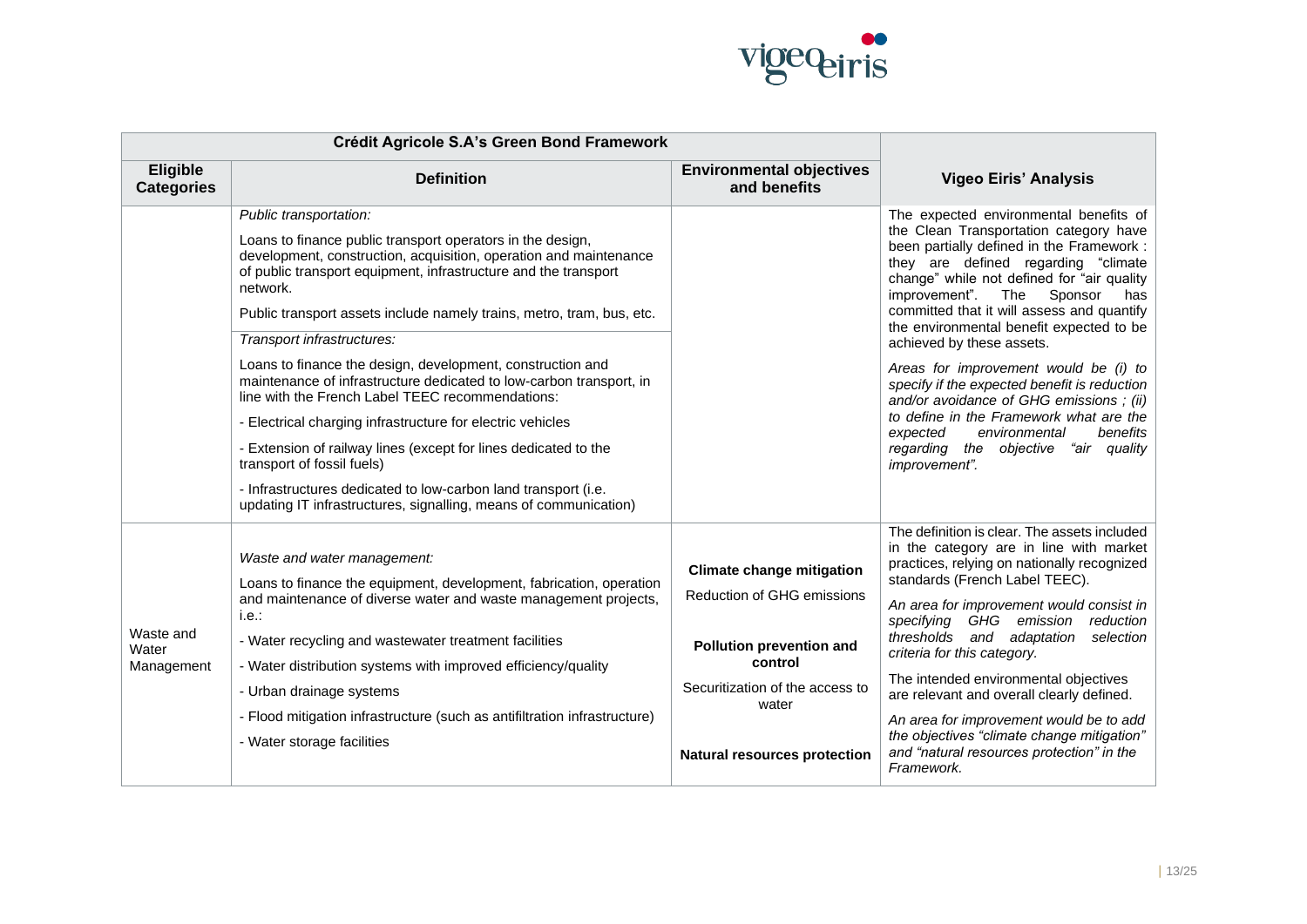| Crédit Agricole S.A's Green Bond Framework | | | |
|---|---|---|---|
| **Eligible Categories** | **Definition** | **Environmental objectives and benefits** | **Vigeo Eiris' Analysis** |
| | *Public transportation:*<br><br>Loans to finance public transport operators in the design, development, construction, acquisition, operation and maintenance of public transport equipment, infrastructure and the transport network.<br><br>Public transport assets include namely trains, metro, tram, bus, etc.<br><br>*Transport infrastructures:*<br><br>Loans to finance the design, development, construction and maintenance of infrastructure dedicated to low-carbon transport, in line with the French Label TEEC recommendations:<br><br>- Electrical charging infrastructure for electric vehicles<br><br>- Extension of railway lines (except for lines dedicated to the transport of fossil fuels)<br><br>- Infrastructures dedicated to low-carbon land transport (i.e. updating IT infrastructures, signalling, means of communication) | | The expected environmental benefits of the Clean Transportation category have been partially defined in the Framework : they are defined regarding "climate change" while not defined for "air quality improvement". The Sponsor has committed that it will assess and quantify the environmental benefit expected to be achieved by these assets.<br><br>*Areas for improvement would be (i) to specify if the expected benefit is reduction and/or avoidance of GHG emissions ; (ii) to define in the Framework what are the expected environmental benefits regarding the objective "air quality improvement".* |
| Waste and Water Management | *Waste and water management:*<br><br>Loans to finance the equipment, development, fabrication, operation and maintenance of diverse water and waste management projects, i.e.:<br><br>- Water recycling and wastewater treatment facilities<br><br>- Water distribution systems with improved efficiency/quality<br><br>- Urban drainage systems<br><br>- Flood mitigation infrastructure (such as antifiltration infrastructure)<br><br>- Water storage facilities | **Climate change mitigation**<br><br>Reduction of GHG emissions<br><br>**Pollution prevention and control**<br><br>Securitization of the access to water<br><br>**Natural resources protection** | The definition is clear. The assets included in the category are in line with market practices, relying on nationally recognized standards (French Label TEEC).<br><br>*An area for improvement would consist in specifying GHG emission reduction thresholds and adaptation selection criteria for this category.*<br><br>The intended environmental objectives are relevant and overall clearly defined.<br><br>*An area for improvement would be to add the objectives "climate change mitigation" and "natural resources protection" in the Framework.* |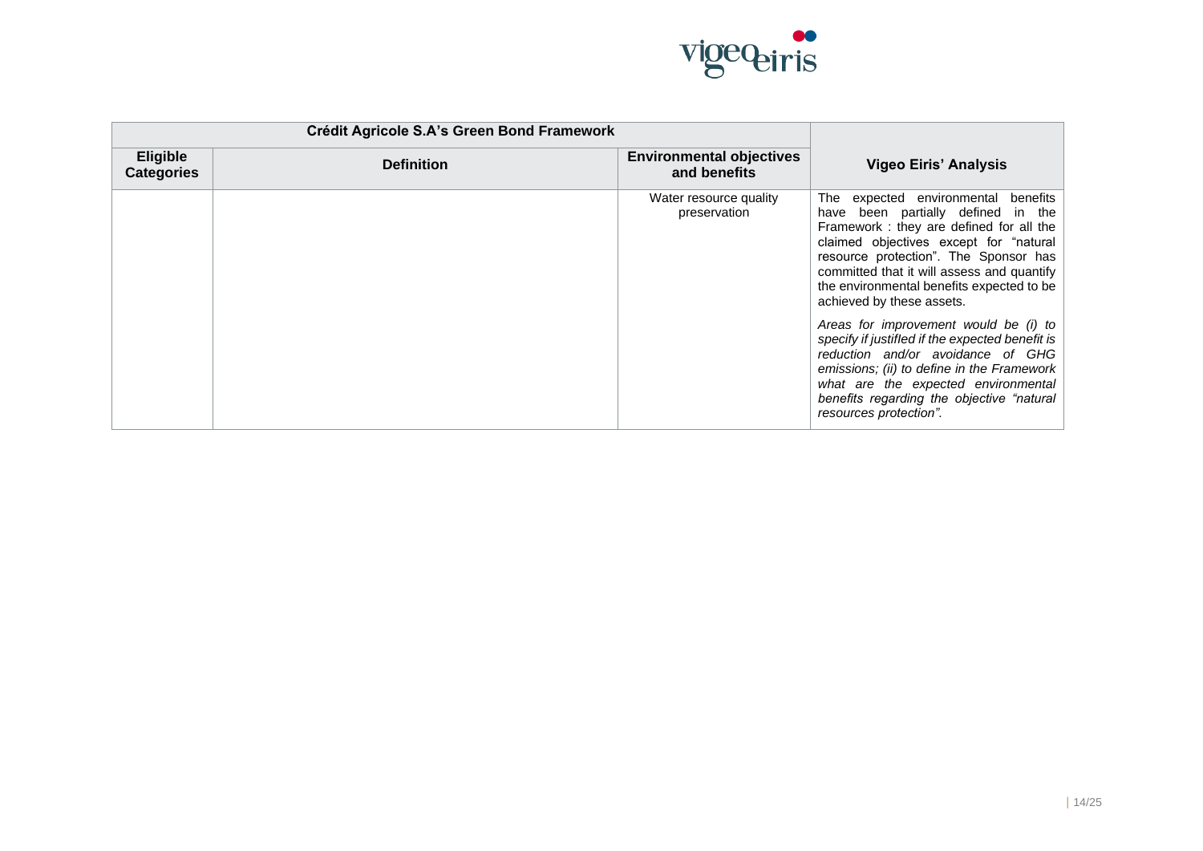| Crédit Agricole S.A's Green Bond Framework | | | |
|---|---|---|---|
| **Eligible Categories** | **Definition** | **Environmental objectives and benefits** | **Vigeo Eiris' Analysis** |
| | | Water resource quality preservation | The expected environmental benefits have been partially defined in the Framework : they are defined for all the claimed objectives except for "natural resource protection". The Sponsor has committed that it will assess and quantify the environmental benefits expected to be achieved by these assets.<br><br>*Areas for improvement would be (i) to specify if justified if the expected benefit is reduction and/or avoidance of GHG emissions; (ii) to define in the Framework what are the expected environmental benefits regarding the objective "natural resources protection".* |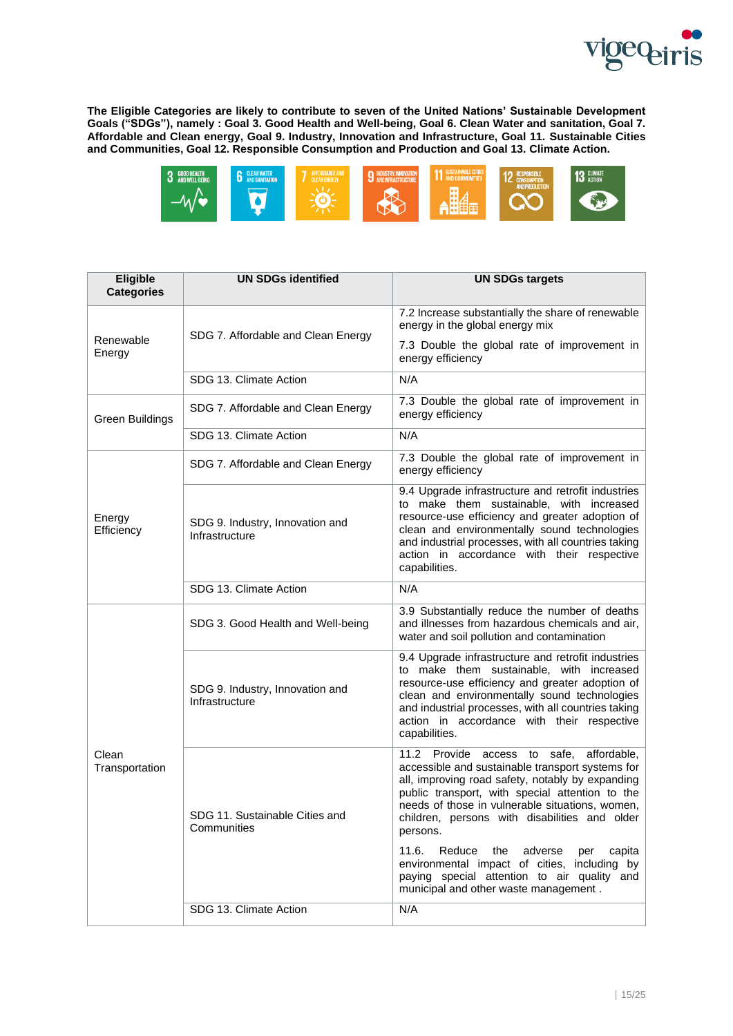**The Eligible Categories are likely to contribute to seven of the United Nations' Sustainable Development Goals ("SDGs"), namely : Goal 3. Good Health and Well-being, Goal 6. Clean Water and sanitation, Goal 7. Affordable and Clean energy, Goal 9. Industry, Innovation and Infrastructure, Goal 11. Sustainable Cities and Communities, Goal 12. Responsible Consumption and Production and Goal 13. Climate Action.**

| Eligible Categories | UN SDGs identified | UN SDGs targets |
|---|---|---|
| Renewable Energy | SDG 7. Affordable and Clean Energy | 7.2 Increase substantially the share of renewable energy in the global energy mix<br><br>7.3 Double the global rate of improvement in energy efficiency |
| | SDG 13. Climate Action | N/A |
| Green Buildings | SDG 7. Affordable and Clean Energy | 7.3 Double the global rate of improvement in energy efficiency |
| | SDG 13. Climate Action | N/A |
| Energy Efficiency | SDG 7. Affordable and Clean Energy | 7.3 Double the global rate of improvement in energy efficiency |
| | SDG 9. Industry, Innovation and Infrastructure | 9.4 Upgrade infrastructure and retrofit industries to make them sustainable, with increased resource-use efficiency and greater adoption of clean and environmentally sound technologies and industrial processes, with all countries taking action in accordance with their respective capabilities. |
| | SDG 13. Climate Action | N/A |
| Clean Transportation | SDG 3. Good Health and Well-being | 3.9 Substantially reduce the number of deaths and illnesses from hazardous chemicals and air, water and soil pollution and contamination |
| | SDG 9. Industry, Innovation and Infrastructure | 9.4 Upgrade infrastructure and retrofit industries to make them sustainable, with increased resource-use efficiency and greater adoption of clean and environmentally sound technologies and industrial processes, with all countries taking action in accordance with their respective capabilities. |
| | SDG 11. Sustainable Cities and Communities | 11.2 Provide access to safe, affordable, accessible and sustainable transport systems for all, improving road safety, notably by expanding public transport, with special attention to the needs of those in vulnerable situations, women, children, persons with disabilities and older persons.<br><br>11.6. Reduce the adverse per capita environmental impact of cities, including by paying special attention to air quality and municipal and other waste management . |
| | SDG 13. Climate Action | N/A |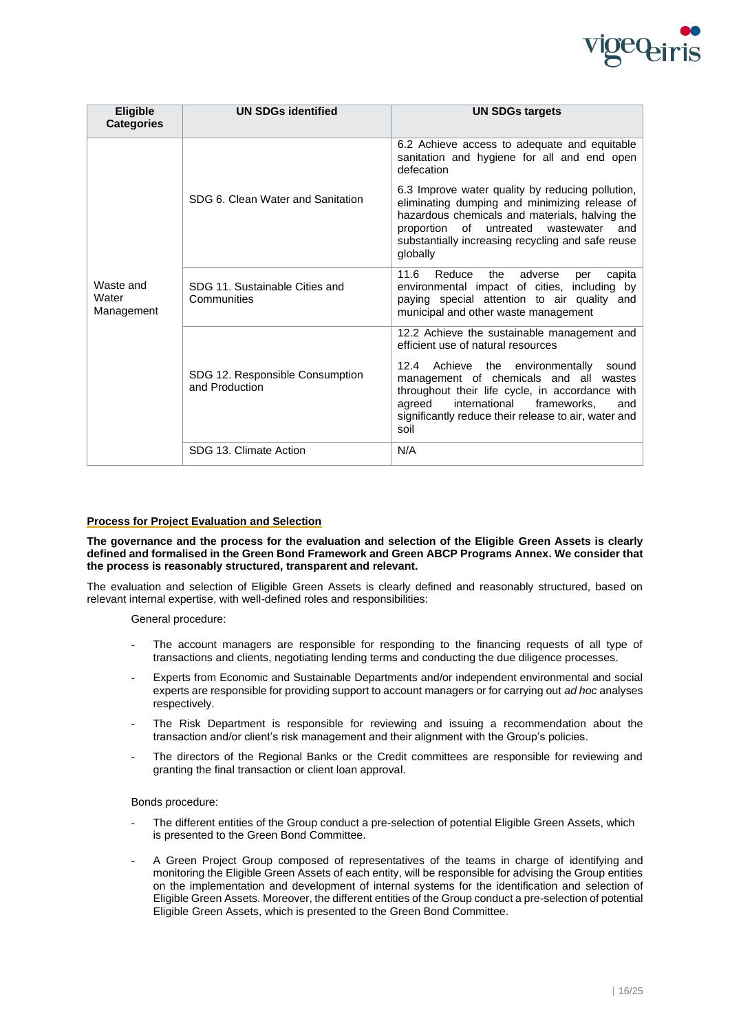| Eligible Categories | UN SDGs identified | UN SDGs targets |
|---|---|---|
| Waste and Water Management | SDG 6. Clean Water and Sanitation | 6.2 Achieve access to adequate and equitable sanitation and hygiene for all and end open defecation<br><br>6.3 Improve water quality by reducing pollution, eliminating dumping and minimizing release of hazardous chemicals and materials, halving the proportion of untreated wastewater and substantially increasing recycling and safe reuse globally |
| | SDG 11. Sustainable Cities and Communities | 11.6 Reduce the adverse per capita environmental impact of cities, including by paying special attention to air quality and municipal and other waste management |
| | SDG 12. Responsible Consumption and Production | 12.2 Achieve the sustainable management and efficient use of natural resources<br><br>12.4 Achieve the environmentally sound management of chemicals and all wastes throughout their life cycle, in accordance with agreed international frameworks, and significantly reduce their release to air, water and soil |
| | SDG 13. Climate Action | N/A |

**Process for Project Evaluation and Selection**

**The governance and the process for the evaluation and selection of the Eligible Green Assets is clearly defined and formalised in the Green Bond Framework and Green ABCP Programs Annex. We consider that the process is reasonably structured, transparent and relevant.**

The evaluation and selection of Eligible Green Assets is clearly defined and reasonably structured, based on relevant internal expertise, with well-defined roles and responsibilities:

General procedure:

- The account managers are responsible for responding to the financing requests of all type of transactions and clients, negotiating lending terms and conducting the due diligence processes.
- Experts from Economic and Sustainable Departments and/or independent environmental and social experts are responsible for providing support to account managers or for carrying out *ad hoc* analyses respectively.
- The Risk Department is responsible for reviewing and issuing a recommendation about the transaction and/or client's risk management and their alignment with the Group's policies.
- The directors of the Regional Banks or the Credit committees are responsible for reviewing and granting the final transaction or client loan approval.

Bonds procedure:

- The different entities of the Group conduct a pre-selection of potential Eligible Green Assets, which is presented to the Green Bond Committee.
- A Green Project Group composed of representatives of the teams in charge of identifying and monitoring the Eligible Green Assets of each entity, will be responsible for advising the Group entities on the implementation and development of internal systems for the identification and selection of Eligible Green Assets. Moreover, the different entities of the Group conduct a pre-selection of potential Eligible Green Assets, which is presented to the Green Bond Committee.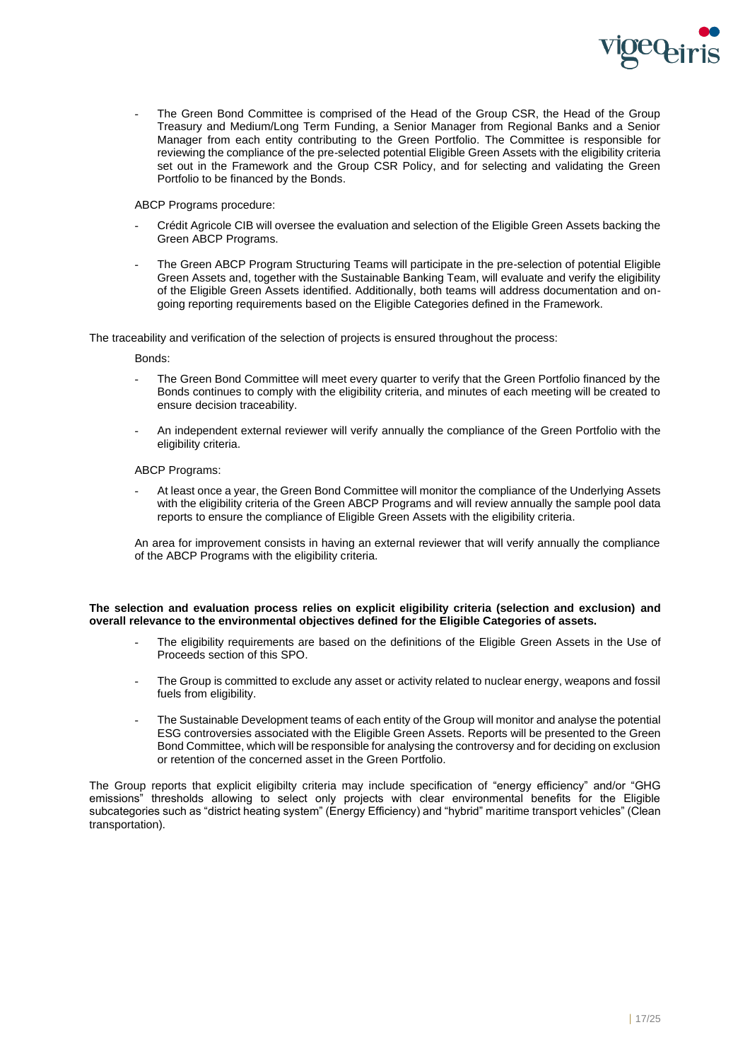- The Green Bond Committee is comprised of the Head of the Group CSR, the Head of the Group Treasury and Medium/Long Term Funding, a Senior Manager from Regional Banks and a Senior Manager from each entity contributing to the Green Portfolio. The Committee is responsible for reviewing the compliance of the pre-selected potential Eligible Green Assets with the eligibility criteria set out in the Framework and the Group CSR Policy, and for selecting and validating the Green Portfolio to be financed by the Bonds.

ABCP Programs procedure:

- Crédit Agricole CIB will oversee the evaluation and selection of the Eligible Green Assets backing the Green ABCP Programs.
- The Green ABCP Program Structuring Teams will participate in the pre-selection of potential Eligible Green Assets and, together with the Sustainable Banking Team, will evaluate and verify the eligibility of the Eligible Green Assets identified. Additionally, both teams will address documentation and on-going reporting requirements based on the Eligible Categories defined in the Framework.

The traceability and verification of the selection of projects is ensured throughout the process:

Bonds:

- The Green Bond Committee will meet every quarter to verify that the Green Portfolio financed by the Bonds continues to comply with the eligibility criteria, and minutes of each meeting will be created to ensure decision traceability.
- An independent external reviewer will verify annually the compliance of the Green Portfolio with the eligibility criteria.

ABCP Programs:

- At least once a year, the Green Bond Committee will monitor the compliance of the Underlying Assets with the eligibility criteria of the Green ABCP Programs and will review annually the sample pool data reports to ensure the compliance of Eligible Green Assets with the eligibility criteria.

An area for improvement consists in having an external reviewer that will verify annually the compliance of the ABCP Programs with the eligibility criteria.

**The selection and evaluation process relies on explicit eligibility criteria (selection and exclusion) and overall relevance to the environmental objectives defined for the Eligible Categories of assets.**

- The eligibility requirements are based on the definitions of the Eligible Green Assets in the Use of Proceeds section of this SPO.
- The Group is committed to exclude any asset or activity related to nuclear energy, weapons and fossil fuels from eligibility.
- The Sustainable Development teams of each entity of the Group will monitor and analyse the potential ESG controversies associated with the Eligible Green Assets. Reports will be presented to the Green Bond Committee, which will be responsible for analysing the controversy and for deciding on exclusion or retention of the concerned asset in the Green Portfolio.

The Group reports that explicit eligibilty criteria may include specification of "energy efficiency" and/or "GHG emissions" thresholds allowing to select only projects with clear environmental benefits for the Eligible subcategories such as "district heating system" (Energy Efficiency) and "hybrid" maritime transport vehicles" (Clean transportation).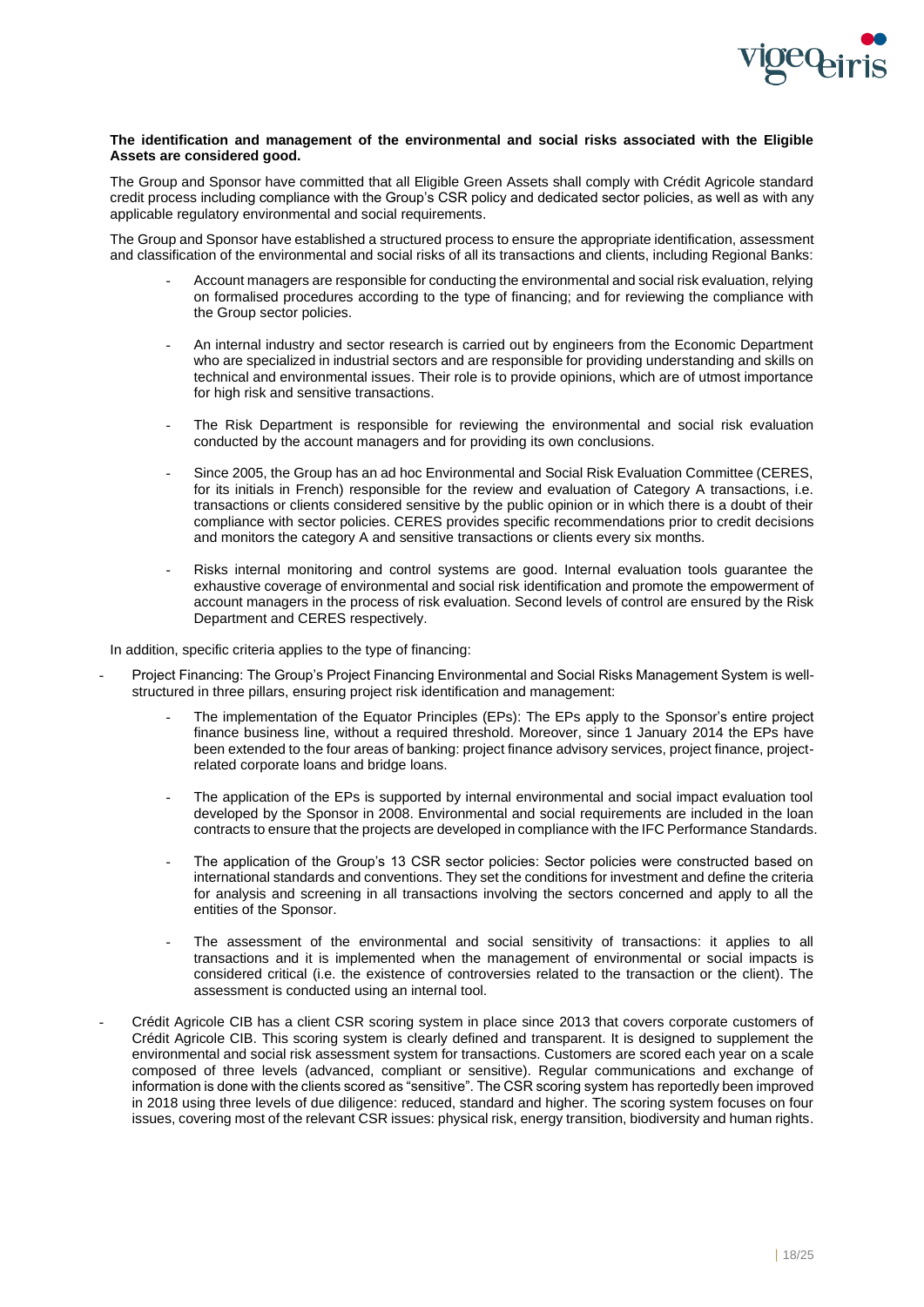**The identification and management of the environmental and social risks associated with the Eligible Assets are considered good.**

The Group and Sponsor have committed that all Eligible Green Assets shall comply with Crédit Agricole standard credit process including compliance with the Group's CSR policy and dedicated sector policies, as well as with any applicable regulatory environmental and social requirements.

The Group and Sponsor have established a structured process to ensure the appropriate identification, assessment and classification of the environmental and social risks of all its transactions and clients, including Regional Banks:

- Account managers are responsible for conducting the environmental and social risk evaluation, relying on formalised procedures according to the type of financing; and for reviewing the compliance with the Group sector policies.
- An internal industry and sector research is carried out by engineers from the Economic Department who are specialized in industrial sectors and are responsible for providing understanding and skills on technical and environmental issues. Their role is to provide opinions, which are of utmost importance for high risk and sensitive transactions.
- The Risk Department is responsible for reviewing the environmental and social risk evaluation conducted by the account managers and for providing its own conclusions.
- Since 2005, the Group has an ad hoc Environmental and Social Risk Evaluation Committee (CERES, for its initials in French) responsible for the review and evaluation of Category A transactions, i.e. transactions or clients considered sensitive by the public opinion or in which there is a doubt of their compliance with sector policies. CERES provides specific recommendations prior to credit decisions and monitors the category A and sensitive transactions or clients every six months.
- Risks internal monitoring and control systems are good. Internal evaluation tools guarantee the exhaustive coverage of environmental and social risk identification and promote the empowerment of account managers in the process of risk evaluation. Second levels of control are ensured by the Risk Department and CERES respectively.

In addition, specific criteria applies to the type of financing:

- Project Financing: The Group's Project Financing Environmental and Social Risks Management System is well-structured in three pillars, ensuring project risk identification and management:
  - The implementation of the Equator Principles (EPs): The EPs apply to the Sponsor's entire project finance business line, without a required threshold. Moreover, since 1 January 2014 the EPs have been extended to the four areas of banking: project finance advisory services, project finance, project-related corporate loans and bridge loans.
  - The application of the EPs is supported by internal environmental and social impact evaluation tool developed by the Sponsor in 2008. Environmental and social requirements are included in the loan contracts to ensure that the projects are developed in compliance with the IFC Performance Standards.
  - The application of the Group's 13 CSR sector policies: Sector policies were constructed based on international standards and conventions. They set the conditions for investment and define the criteria for analysis and screening in all transactions involving the sectors concerned and apply to all the entities of the Sponsor.
  - The assessment of the environmental and social sensitivity of transactions: it applies to all transactions and it is implemented when the management of environmental or social impacts is considered critical (i.e. the existence of controversies related to the transaction or the client). The assessment is conducted using an internal tool.
- Crédit Agricole CIB has a client CSR scoring system in place since 2013 that covers corporate customers of Crédit Agricole CIB. This scoring system is clearly defined and transparent. It is designed to supplement the environmental and social risk assessment system for transactions. Customers are scored each year on a scale composed of three levels (advanced, compliant or sensitive). Regular communications and exchange of information is done with the clients scored as "sensitive". The CSR scoring system has reportedly been improved in 2018 using three levels of due diligence: reduced, standard and higher. The scoring system focuses on four issues, covering most of the relevant CSR issues: physical risk, energy transition, biodiversity and human rights.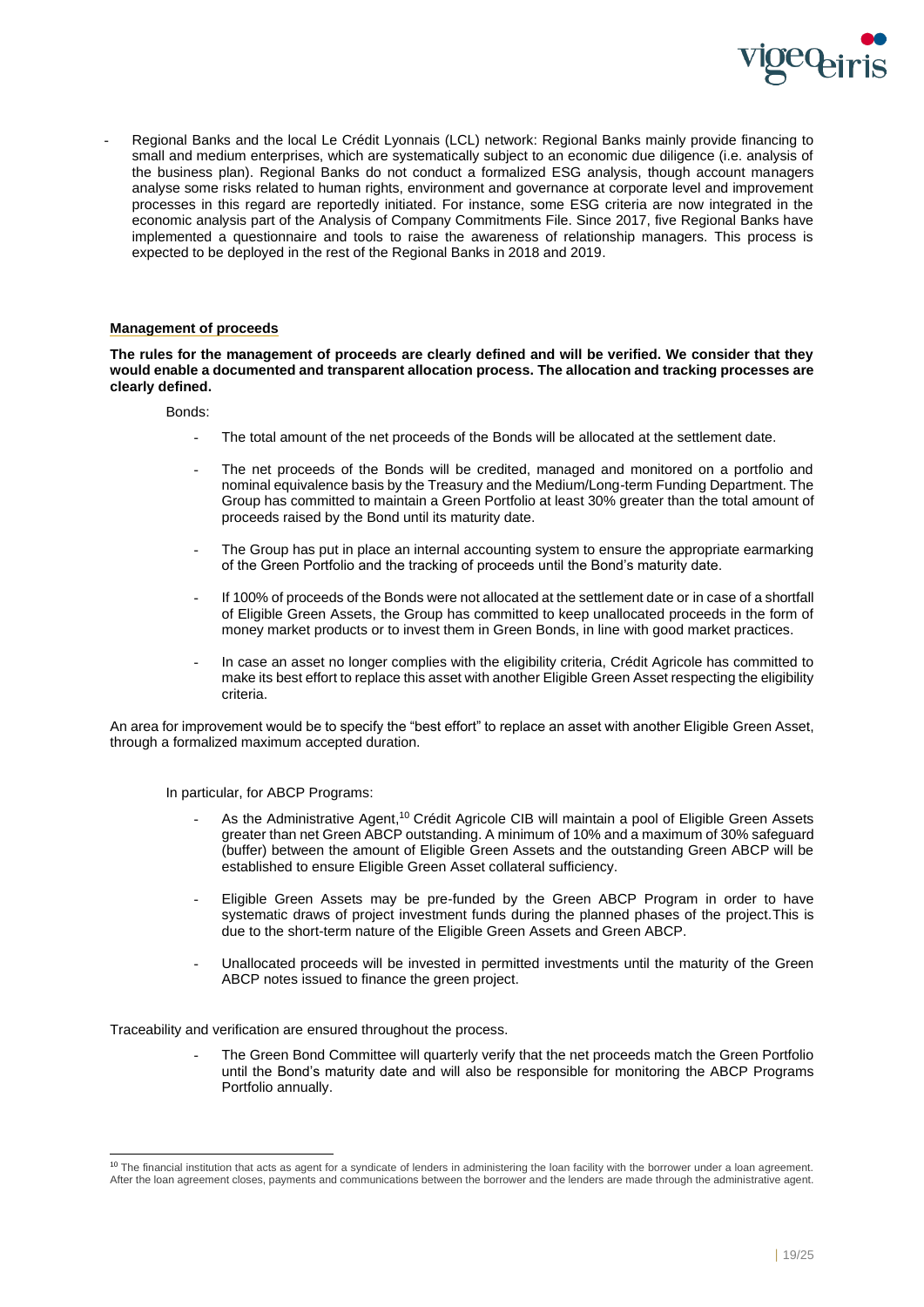- Regional Banks and the local Le Crédit Lyonnais (LCL) network: Regional Banks mainly provide financing to small and medium enterprises, which are systematically subject to an economic due diligence (i.e. analysis of the business plan). Regional Banks do not conduct a formalized ESG analysis, though account managers analyse some risks related to human rights, environment and governance at corporate level and improvement processes in this regard are reportedly initiated. For instance, some ESG criteria are now integrated in the economic analysis part of the Analysis of Company Commitments File. Since 2017, five Regional Banks have implemented a questionnaire and tools to raise the awareness of relationship managers. This process is expected to be deployed in the rest of the Regional Banks in 2018 and 2019.

**Management of proceeds**

**The rules for the management of proceeds are clearly defined and will be verified. We consider that they would enable a documented and transparent allocation process. The allocation and tracking processes are clearly defined.**

Bonds:

- The total amount of the net proceeds of the Bonds will be allocated at the settlement date.
- The net proceeds of the Bonds will be credited, managed and monitored on a portfolio and nominal equivalence basis by the Treasury and the Medium/Long-term Funding Department. The Group has committed to maintain a Green Portfolio at least 30% greater than the total amount of proceeds raised by the Bond until its maturity date.
- The Group has put in place an internal accounting system to ensure the appropriate earmarking of the Green Portfolio and the tracking of proceeds until the Bond's maturity date.
- If 100% of proceeds of the Bonds were not allocated at the settlement date or in case of a shortfall of Eligible Green Assets, the Group has committed to keep unallocated proceeds in the form of money market products or to invest them in Green Bonds, in line with good market practices.
- In case an asset no longer complies with the eligibility criteria, Crédit Agricole has committed to make its best effort to replace this asset with another Eligible Green Asset respecting the eligibility criteria.

An area for improvement would be to specify the "best effort" to replace an asset with another Eligible Green Asset, through a formalized maximum accepted duration.

In particular, for ABCP Programs:

- As the Administrative Agent,[10] Crédit Agricole CIB will maintain a pool of Eligible Green Assets greater than net Green ABCP outstanding. A minimum of 10% and a maximum of 30% safeguard (buffer) between the amount of Eligible Green Assets and the outstanding Green ABCP will be established to ensure Eligible Green Asset collateral sufficiency.
- Eligible Green Assets may be pre-funded by the Green ABCP Program in order to have systematic draws of project investment funds during the planned phases of the project.This is due to the short-term nature of the Eligible Green Assets and Green ABCP.
- Unallocated proceeds will be invested in permitted investments until the maturity of the Green ABCP notes issued to finance the green project.

Traceability and verification are ensured throughout the process.

- The Green Bond Committee will quarterly verify that the net proceeds match the Green Portfolio until the Bond's maturity date and will also be responsible for monitoring the ABCP Programs Portfolio annually.

[10] The financial institution that acts as agent for a syndicate of lenders in administering the loan facility with the borrower under a loan agreement. After the loan agreement closes, payments and communications between the borrower and the lenders are made through the administrative agent.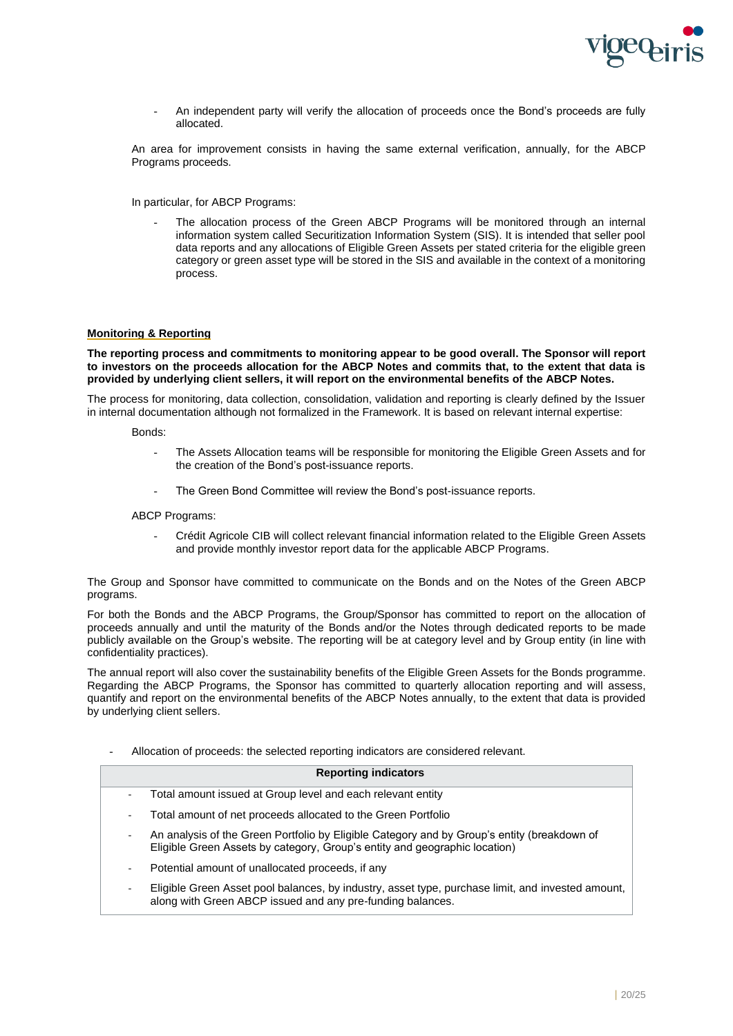- An independent party will verify the allocation of proceeds once the Bond's proceeds are fully allocated.

An area for improvement consists in having the same external verification, annually, for the ABCP Programs proceeds.

In particular, for ABCP Programs:

- The allocation process of the Green ABCP Programs will be monitored through an internal information system called Securitization Information System (SIS). It is intended that seller pool data reports and any allocations of Eligible Green Assets per stated criteria for the eligible green category or green asset type will be stored in the SIS and available in the context of a monitoring process.

**Monitoring & Reporting**

**The reporting process and commitments to monitoring appear to be good overall. The Sponsor will report to investors on the proceeds allocation for the ABCP Notes and commits that, to the extent that data is provided by underlying client sellers, it will report on the environmental benefits of the ABCP Notes.**

The process for monitoring, data collection, consolidation, validation and reporting is clearly defined by the Issuer in internal documentation although not formalized in the Framework. It is based on relevant internal expertise:

Bonds:

- The Assets Allocation teams will be responsible for monitoring the Eligible Green Assets and for the creation of the Bond's post-issuance reports.
- The Green Bond Committee will review the Bond's post-issuance reports.

ABCP Programs:

- Crédit Agricole CIB will collect relevant financial information related to the Eligible Green Assets and provide monthly investor report data for the applicable ABCP Programs.

The Group and Sponsor have committed to communicate on the Bonds and on the Notes of the Green ABCP programs.

For both the Bonds and the ABCP Programs, the Group/Sponsor has committed to report on the allocation of proceeds annually and until the maturity of the Bonds and/or the Notes through dedicated reports to be made publicly available on the Group's website. The reporting will be at category level and by Group entity (in line with confidentiality practices).

The annual report will also cover the sustainability benefits of the Eligible Green Assets for the Bonds programme. Regarding the ABCP Programs, the Sponsor has committed to quarterly allocation reporting and will assess, quantify and report on the environmental benefits of the ABCP Notes annually, to the extent that data is provided by underlying client sellers.

- Allocation of proceeds: the selected reporting indicators are considered relevant.

| Reporting indicators |
|---|
| - Total amount issued at Group level and each relevant entity<br>- Total amount of net proceeds allocated to the Green Portfolio<br>- An analysis of the Green Portfolio by Eligible Category and by Group's entity (breakdown of Eligible Green Assets by category, Group's entity and geographic location)<br>- Potential amount of unallocated proceeds, if any<br>- Eligible Green Asset pool balances, by industry, asset type, purchase limit, and invested amount, along with Green ABCP issued and any pre-funding balances. |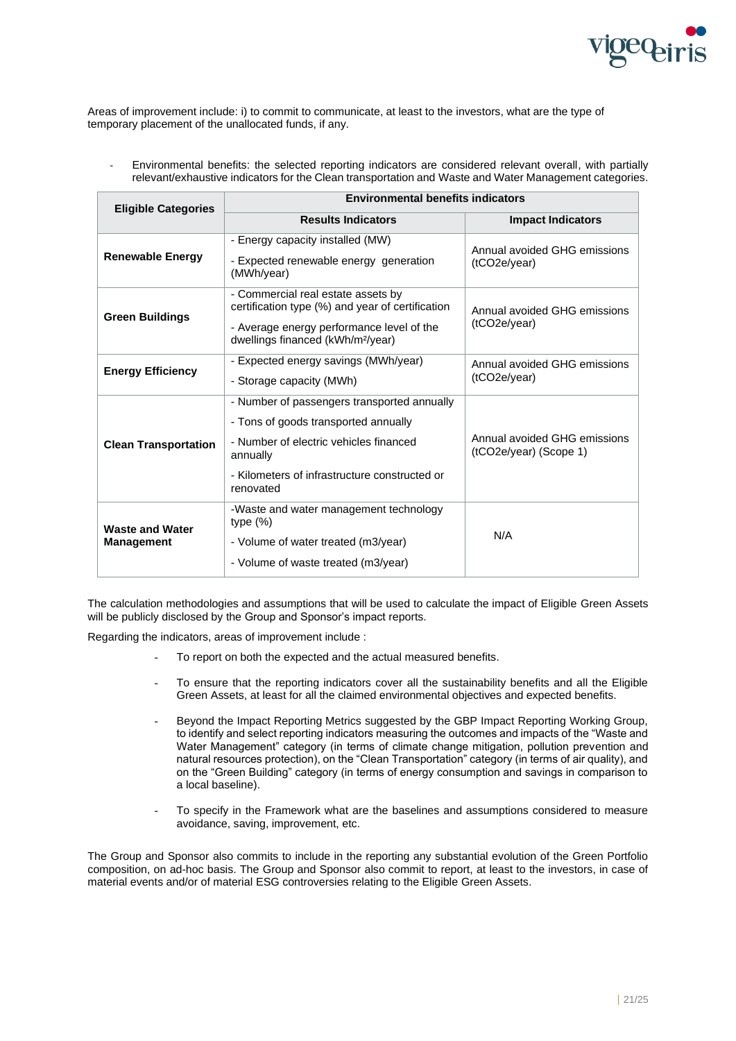Areas of improvement include: i) to commit to communicate, at least to the investors, what are the type of temporary placement of the unallocated funds, if any.

- Environmental benefits: the selected reporting indicators are considered relevant overall, with partially relevant/exhaustive indicators for the Clean transportation and Waste and Water Management categories.

| Eligible Categories | Environmental benefits indicators | |
|---|---|---|
| | **Results Indicators** | **Impact Indicators** |
| **Renewable Energy** | - Energy capacity installed (MW)<br>- Expected renewable energy generation (MWh/year) | Annual avoided GHG emissions (tCO2e/year) |
| **Green Buildings** | - Commercial real estate assets by certification type (%) and year of certification<br>- Average energy performance level of the dwellings financed (kWh/m²/year) | Annual avoided GHG emissions (tCO2e/year) |
| **Energy Efficiency** | - Expected energy savings (MWh/year)<br>- Storage capacity (MWh) | Annual avoided GHG emissions (tCO2e/year) |
| **Clean Transportation** | - Number of passengers transported annually<br>- Tons of goods transported annually<br>- Number of electric vehicles financed annually<br>- Kilometers of infrastructure constructed or renovated | Annual avoided GHG emissions (tCO2e/year) (Scope 1) |
| **Waste and Water Management** | -Waste and water management technology type (%)<br>- Volume of water treated (m3/year)<br>- Volume of waste treated (m3/year) | N/A |

The calculation methodologies and assumptions that will be used to calculate the impact of Eligible Green Assets will be publicly disclosed by the Group and Sponsor's impact reports.

Regarding the indicators, areas of improvement include :

- To report on both the expected and the actual measured benefits.
- To ensure that the reporting indicators cover all the sustainability benefits and all the Eligible Green Assets, at least for all the claimed environmental objectives and expected benefits.
- Beyond the Impact Reporting Metrics suggested by the GBP Impact Reporting Working Group, to identify and select reporting indicators measuring the outcomes and impacts of the "Waste and Water Management" category (in terms of climate change mitigation, pollution prevention and natural resources protection), on the "Clean Transportation" category (in terms of air quality), and on the "Green Building" category (in terms of energy consumption and savings in comparison to a local baseline).
- To specify in the Framework what are the baselines and assumptions considered to measure avoidance, saving, improvement, etc.

The Group and Sponsor also commits to include in the reporting any substantial evolution of the Green Portfolio composition, on ad-hoc basis. The Group and Sponsor also commit to report, at least to the investors, in case of material events and/or of material ESG controversies relating to the Eligible Green Assets.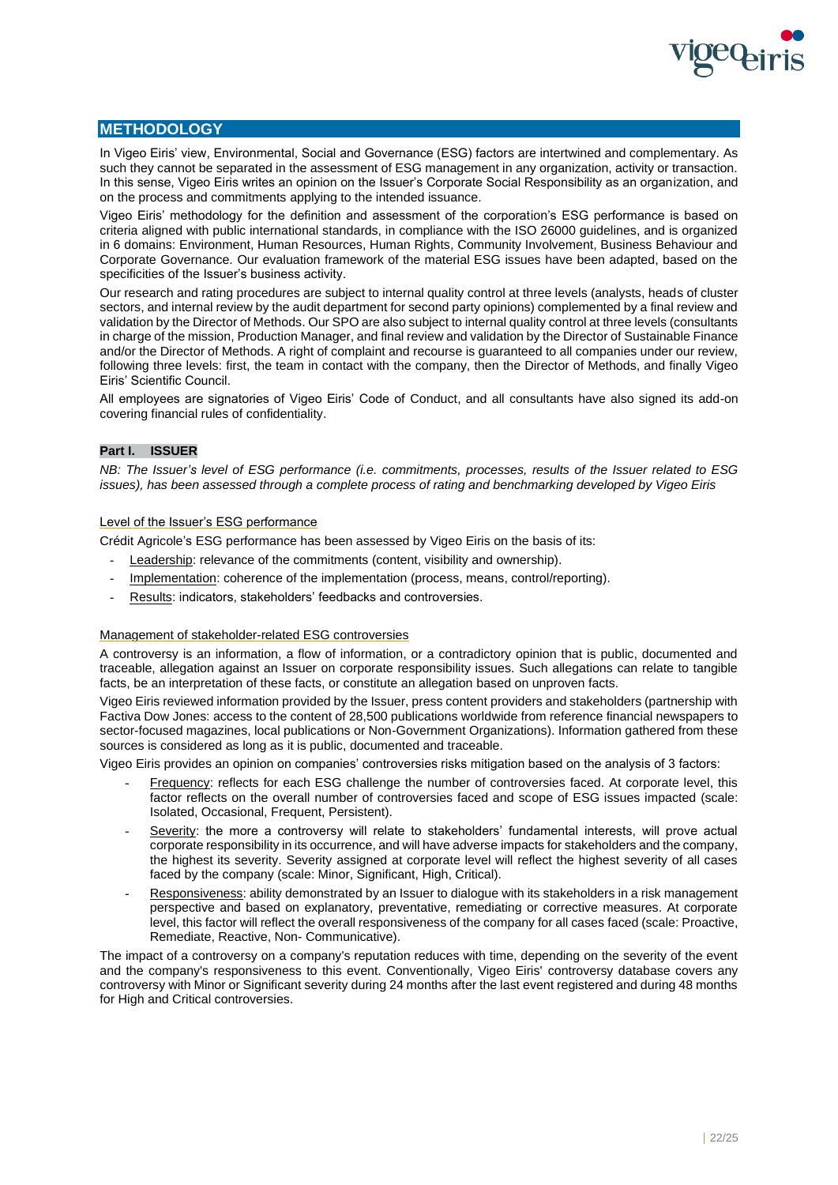## METHODOLOGY

In Vigeo Eiris' view, Environmental, Social and Governance (ESG) factors are intertwined and complementary. As such they cannot be separated in the assessment of ESG management in any organization, activity or transaction. In this sense, Vigeo Eiris writes an opinion on the Issuer's Corporate Social Responsibility as an organization, and on the process and commitments applying to the intended issuance.

Vigeo Eiris' methodology for the definition and assessment of the corporation's ESG performance is based on criteria aligned with public international standards, in compliance with the ISO 26000 guidelines, and is organized in 6 domains: Environment, Human Resources, Human Rights, Community Involvement, Business Behaviour and Corporate Governance. Our evaluation framework of the material ESG issues have been adapted, based on the specificities of the Issuer's business activity.

Our research and rating procedures are subject to internal quality control at three levels (analysts, heads of cluster sectors, and internal review by the audit department for second party opinions) complemented by a final review and validation by the Director of Methods. Our SPO are also subject to internal quality control at three levels (consultants in charge of the mission, Production Manager, and final review and validation by the Director of Sustainable Finance and/or the Director of Methods. A right of complaint and recourse is guaranteed to all companies under our review, following three levels: first, the team in contact with the company, then the Director of Methods, and finally Vigeo Eiris' Scientific Council.

All employees are signatories of Vigeo Eiris' Code of Conduct, and all consultants have also signed its add-on covering financial rules of confidentiality.

### Part I. ISSUER

*NB: The Issuer's level of ESG performance (i.e. commitments, processes, results of the Issuer related to ESG issues), has been assessed through a complete process of rating and benchmarking developed by Vigeo Eiris*

Level of the Issuer's ESG performance

Crédit Agricole's ESG performance has been assessed by Vigeo Eiris on the basis of its:

- Leadership: relevance of the commitments (content, visibility and ownership).
- Implementation: coherence of the implementation (process, means, control/reporting).
- Results: indicators, stakeholders' feedbacks and controversies.

Management of stakeholder-related ESG controversies

A controversy is an information, a flow of information, or a contradictory opinion that is public, documented and traceable, allegation against an Issuer on corporate responsibility issues. Such allegations can relate to tangible facts, be an interpretation of these facts, or constitute an allegation based on unproven facts.

Vigeo Eiris reviewed information provided by the Issuer, press content providers and stakeholders (partnership with Factiva Dow Jones: access to the content of 28,500 publications worldwide from reference financial newspapers to sector-focused magazines, local publications or Non-Government Organizations). Information gathered from these sources is considered as long as it is public, documented and traceable.

Vigeo Eiris provides an opinion on companies' controversies risks mitigation based on the analysis of 3 factors:

- Frequency: reflects for each ESG challenge the number of controversies faced. At corporate level, this factor reflects on the overall number of controversies faced and scope of ESG issues impacted (scale: Isolated, Occasional, Frequent, Persistent).
- Severity: the more a controversy will relate to stakeholders' fundamental interests, will prove actual corporate responsibility in its occurrence, and will have adverse impacts for stakeholders and the company, the highest its severity. Severity assigned at corporate level will reflect the highest severity of all cases faced by the company (scale: Minor, Significant, High, Critical).
- Responsiveness: ability demonstrated by an Issuer to dialogue with its stakeholders in a risk management perspective and based on explanatory, preventative, remediating or corrective measures. At corporate level, this factor will reflect the overall responsiveness of the company for all cases faced (scale: Proactive, Remediate, Reactive, Non- Communicative).

The impact of a controversy on a company's reputation reduces with time, depending on the severity of the event and the company's responsiveness to this event. Conventionally, Vigeo Eiris' controversy database covers any controversy with Minor or Significant severity during 24 months after the last event registered and during 48 months for High and Critical controversies.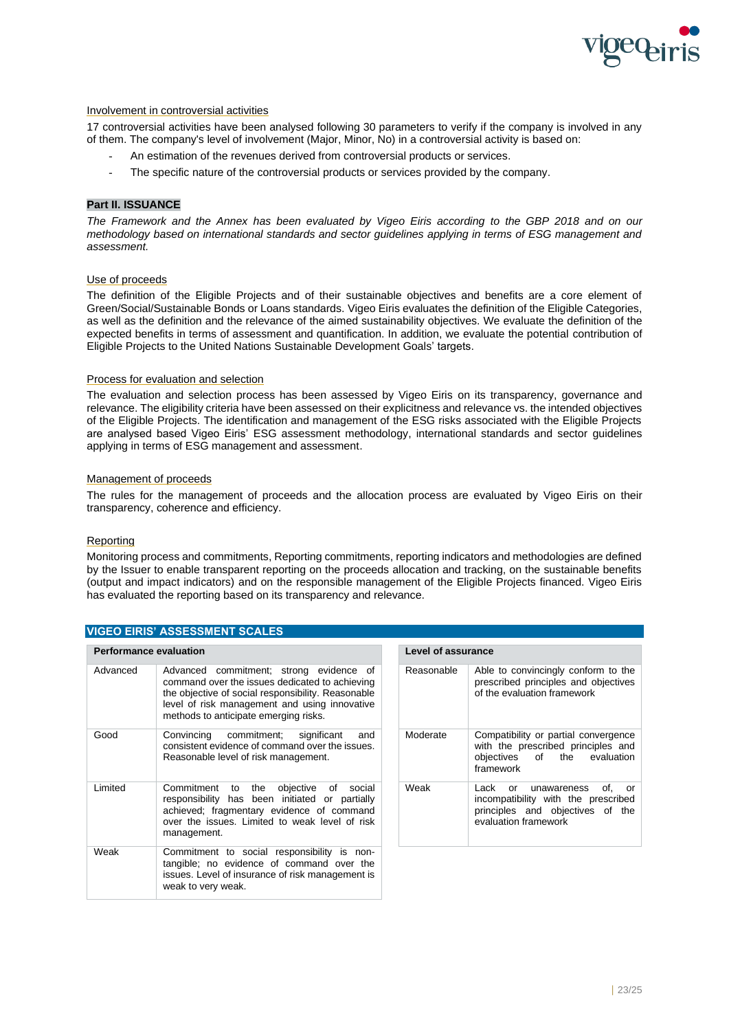Involvement in controversial activities

17 controversial activities have been analysed following 30 parameters to verify if the company is involved in any of them. The company's level of involvement (Major, Minor, No) in a controversial activity is based on:

- An estimation of the revenues derived from controversial products or services.
- The specific nature of the controversial products or services provided by the company.

**Part II. ISSUANCE**

*The Framework and the Annex has been evaluated by Vigeo Eiris according to the GBP 2018 and on our methodology based on international standards and sector guidelines applying in terms of ESG management and assessment.*

Use of proceeds

The definition of the Eligible Projects and of their sustainable objectives and benefits are a core element of Green/Social/Sustainable Bonds or Loans standards. Vigeo Eiris evaluates the definition of the Eligible Categories, as well as the definition and the relevance of the aimed sustainability objectives. We evaluate the definition of the expected benefits in terms of assessment and quantification. In addition, we evaluate the potential contribution of Eligible Projects to the United Nations Sustainable Development Goals' targets.

Process for evaluation and selection

The evaluation and selection process has been assessed by Vigeo Eiris on its transparency, governance and relevance. The eligibility criteria have been assessed on their explicitness and relevance vs. the intended objectives of the Eligible Projects. The identification and management of the ESG risks associated with the Eligible Projects are analysed based Vigeo Eiris' ESG assessment methodology, international standards and sector guidelines applying in terms of ESG management and assessment.

Management of proceeds

The rules for the management of proceeds and the allocation process are evaluated by Vigeo Eiris on their transparency, coherence and efficiency.

Reporting

Monitoring process and commitments, Reporting commitments, reporting indicators and methodologies are defined by the Issuer to enable transparent reporting on the proceeds allocation and tracking, on the sustainable benefits (output and impact indicators) and on the responsible management of the Eligible Projects financed. Vigeo Eiris has evaluated the reporting based on its transparency and relevance.

## VIGEO EIRIS' ASSESSMENT SCALES

| Performance evaluation | |
|---|---|
| Advanced | Advanced commitment; strong evidence of command over the issues dedicated to achieving the objective of social responsibility. Reasonable level of risk management and using innovative methods to anticipate emerging risks. |
| Good | Convincing commitment; significant and consistent evidence of command over the issues. Reasonable level of risk management. |
| Limited | Commitment to the objective of social responsibility has been initiated or partially achieved; fragmentary evidence of command over the issues. Limited to weak level of risk management. |
| Weak | Commitment to social responsibility is non-tangible; no evidence of command over the issues. Level of insurance of risk management is weak to very weak. |

| Level of assurance | |
|---|---|
| Reasonable | Able to convincingly conform to the prescribed principles and objectives of the evaluation framework |
| Moderate | Compatibility or partial convergence with the prescribed principles and objectives of the evaluation framework |
| Weak | Lack or unawareness of, or incompatibility with the prescribed principles and objectives of the evaluation framework |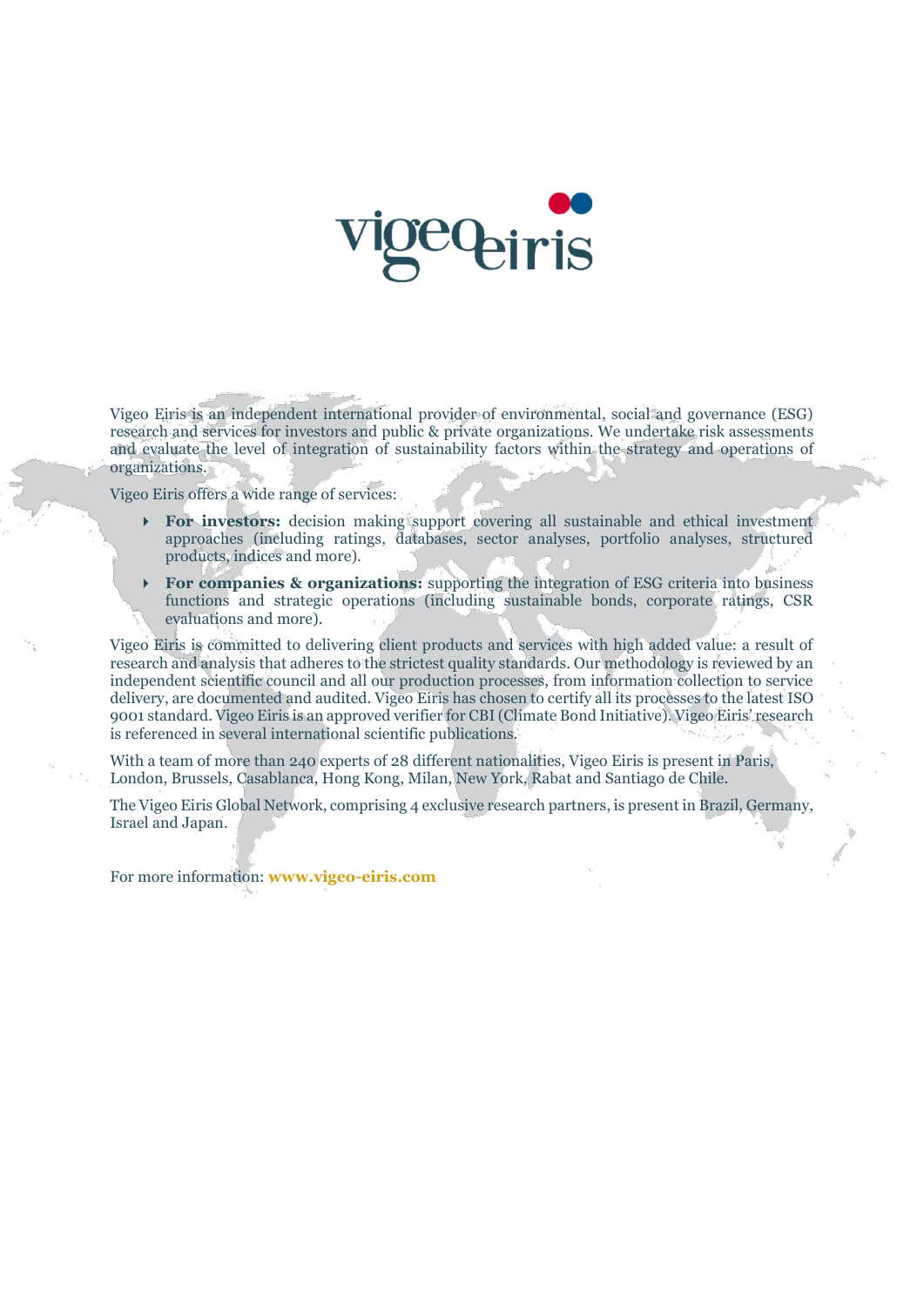Vigeo Eiris is an independent international provider of environmental, social and governance (ESG) research and services for investors and public & private organizations. We undertake risk assessments and evaluate the level of integration of sustainability factors within the strategy and operations of organizations.

Vigeo Eiris offers a wide range of services:

- **For investors:** decision making support covering all sustainable and ethical investment approaches (including ratings, databases, sector analyses, portfolio analyses, structured products, indices and more).
- **For companies & organizations:** supporting the integration of ESG criteria into business functions and strategic operations (including sustainable bonds, corporate ratings, CSR evaluations and more).

Vigeo Eiris is committed to delivering client products and services with high added value: a result of research and analysis that adheres to the strictest quality standards. Our methodology is reviewed by an independent scientific council and all our production processes, from information collection to service delivery, are documented and audited. Vigeo Eiris has chosen to certify all its processes to the latest ISO 9001 standard. Vigeo Eiris is an approved verifier for CBI (Climate Bond Initiative). Vigeo Eiris' research is referenced in several international scientific publications.

With a team of more than 240 experts of 28 different nationalities, Vigeo Eiris is present in Paris, London, Brussels, Casablanca, Hong Kong, Milan, New York, Rabat and Santiago de Chile.

The Vigeo Eiris Global Network, comprising 4 exclusive research partners, is present in Brazil, Germany, Israel and Japan.

For more information: **www.vigeo-eiris.com**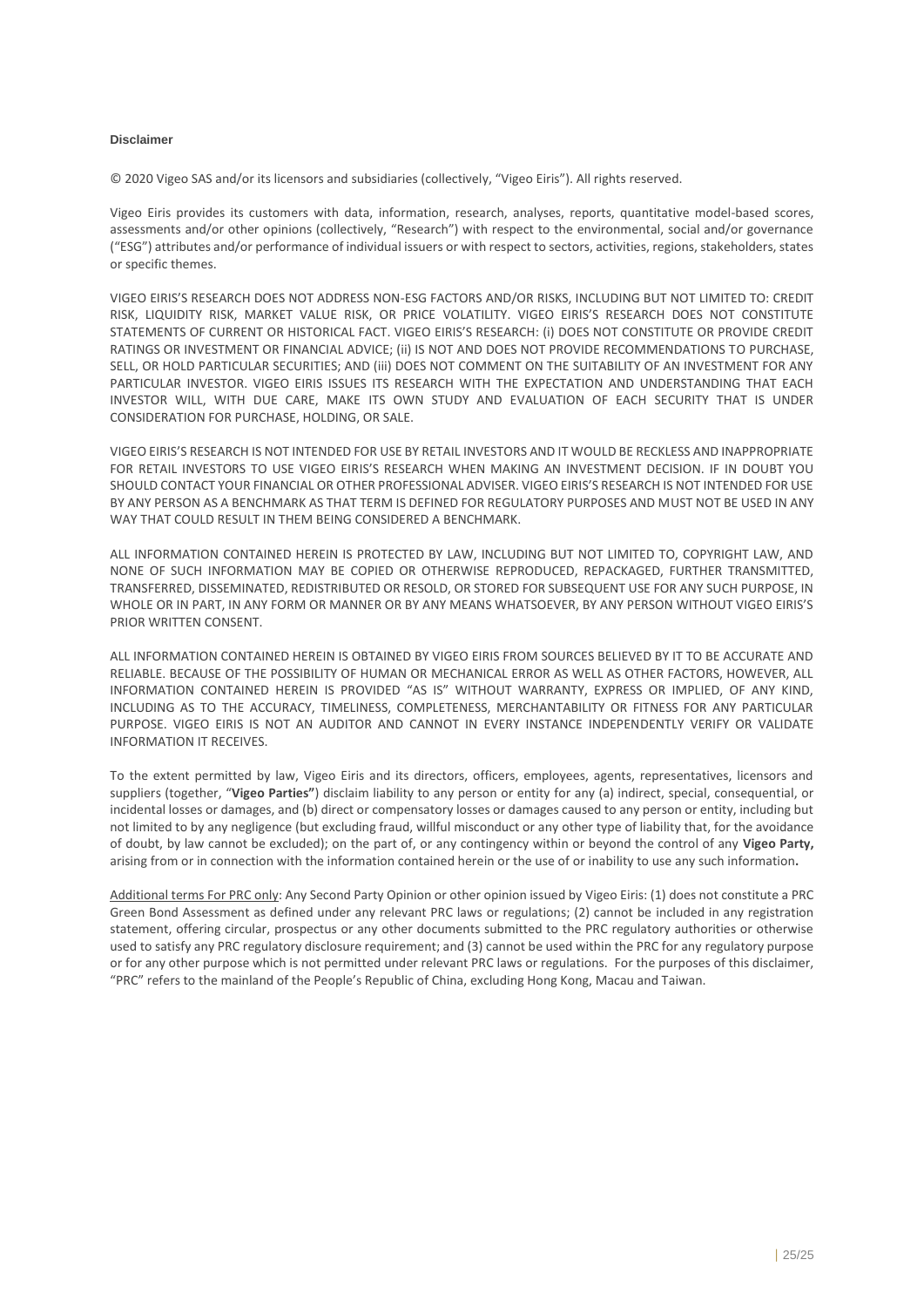**Disclaimer**

© 2020 Vigeo SAS and/or its licensors and subsidiaries (collectively, "Vigeo Eiris"). All rights reserved.

Vigeo Eiris provides its customers with data, information, research, analyses, reports, quantitative model-based scores, assessments and/or other opinions (collectively, "Research") with respect to the environmental, social and/or governance ("ESG") attributes and/or performance of individual issuers or with respect to sectors, activities, regions, stakeholders, states or specific themes.

VIGEO EIRIS'S RESEARCH DOES NOT ADDRESS NON-ESG FACTORS AND/OR RISKS, INCLUDING BUT NOT LIMITED TO: CREDIT RISK, LIQUIDITY RISK, MARKET VALUE RISK, OR PRICE VOLATILITY. VIGEO EIRIS'S RESEARCH DOES NOT CONSTITUTE STATEMENTS OF CURRENT OR HISTORICAL FACT. VIGEO EIRIS'S RESEARCH: (i) DOES NOT CONSTITUTE OR PROVIDE CREDIT RATINGS OR INVESTMENT OR FINANCIAL ADVICE; (ii) IS NOT AND DOES NOT PROVIDE RECOMMENDATIONS TO PURCHASE, SELL, OR HOLD PARTICULAR SECURITIES; AND (iii) DOES NOT COMMENT ON THE SUITABILITY OF AN INVESTMENT FOR ANY PARTICULAR INVESTOR. VIGEO EIRIS ISSUES ITS RESEARCH WITH THE EXPECTATION AND UNDERSTANDING THAT EACH INVESTOR WILL, WITH DUE CARE, MAKE ITS OWN STUDY AND EVALUATION OF EACH SECURITY THAT IS UNDER CONSIDERATION FOR PURCHASE, HOLDING, OR SALE.

VIGEO EIRIS'S RESEARCH IS NOT INTENDED FOR USE BY RETAIL INVESTORS AND IT WOULD BE RECKLESS AND INAPPROPRIATE FOR RETAIL INVESTORS TO USE VIGEO EIRIS'S RESEARCH WHEN MAKING AN INVESTMENT DECISION. IF IN DOUBT YOU SHOULD CONTACT YOUR FINANCIAL OR OTHER PROFESSIONAL ADVISER. VIGEO EIRIS'S RESEARCH IS NOT INTENDED FOR USE BY ANY PERSON AS A BENCHMARK AS THAT TERM IS DEFINED FOR REGULATORY PURPOSES AND MUST NOT BE USED IN ANY WAY THAT COULD RESULT IN THEM BEING CONSIDERED A BENCHMARK.

ALL INFORMATION CONTAINED HEREIN IS PROTECTED BY LAW, INCLUDING BUT NOT LIMITED TO, COPYRIGHT LAW, AND NONE OF SUCH INFORMATION MAY BE COPIED OR OTHERWISE REPRODUCED, REPACKAGED, FURTHER TRANSMITTED, TRANSFERRED, DISSEMINATED, REDISTRIBUTED OR RESOLD, OR STORED FOR SUBSEQUENT USE FOR ANY SUCH PURPOSE, IN WHOLE OR IN PART, IN ANY FORM OR MANNER OR BY ANY MEANS WHATSOEVER, BY ANY PERSON WITHOUT VIGEO EIRIS'S PRIOR WRITTEN CONSENT.

ALL INFORMATION CONTAINED HEREIN IS OBTAINED BY VIGEO EIRIS FROM SOURCES BELIEVED BY IT TO BE ACCURATE AND RELIABLE. BECAUSE OF THE POSSIBILITY OF HUMAN OR MECHANICAL ERROR AS WELL AS OTHER FACTORS, HOWEVER, ALL INFORMATION CONTAINED HEREIN IS PROVIDED "AS IS" WITHOUT WARRANTY, EXPRESS OR IMPLIED, OF ANY KIND, INCLUDING AS TO THE ACCURACY, TIMELINESS, COMPLETENESS, MERCHANTABILITY OR FITNESS FOR ANY PARTICULAR PURPOSE. VIGEO EIRIS IS NOT AN AUDITOR AND CANNOT IN EVERY INSTANCE INDEPENDENTLY VERIFY OR VALIDATE INFORMATION IT RECEIVES.

To the extent permitted by law, Vigeo Eiris and its directors, officers, employees, agents, representatives, licensors and suppliers (together, "**Vigeo Parties"**) disclaim liability to any person or entity for any (a) indirect, special, consequential, or incidental losses or damages, and (b) direct or compensatory losses or damages caused to any person or entity, including but not limited to by any negligence (but excluding fraud, willful misconduct or any other type of liability that, for the avoidance of doubt, by law cannot be excluded); on the part of, or any contingency within or beyond the control of any **Vigeo Party,** arising from or in connection with the information contained herein or the use of or inability to use any such information**.**

Additional terms For PRC only: Any Second Party Opinion or other opinion issued by Vigeo Eiris: (1) does not constitute a PRC Green Bond Assessment as defined under any relevant PRC laws or regulations; (2) cannot be included in any registration statement, offering circular, prospectus or any other documents submitted to the PRC regulatory authorities or otherwise used to satisfy any PRC regulatory disclosure requirement; and (3) cannot be used within the PRC for any regulatory purpose or for any other purpose which is not permitted under relevant PRC laws or regulations. For the purposes of this disclaimer, "PRC" refers to the mainland of the People's Republic of China, excluding Hong Kong, Macau and Taiwan.